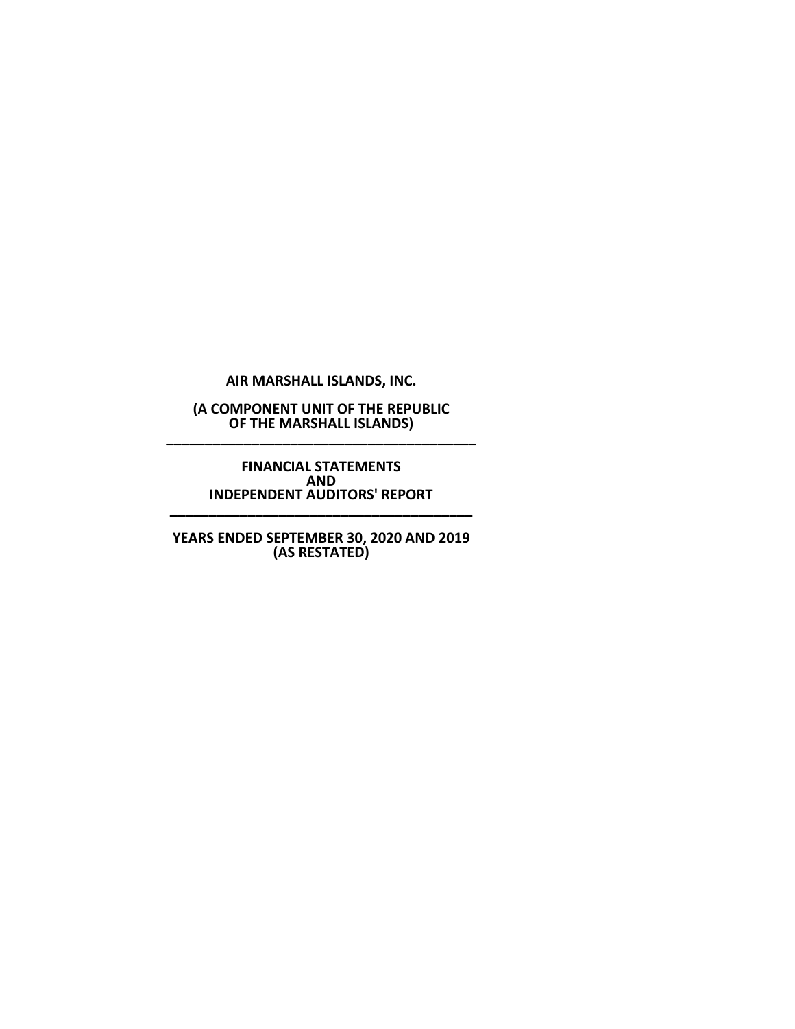**AIR MARSHALL ISLANDS, INC.**

**(A COMPONENT UNIT OF THE REPUBLIC OF THE MARSHALL ISLANDS)**

---

**FINANCIAL STATEMENTS AND INDEPENDENT AUDITORS' REPORT**

---

**YEARS ENDED SEPTEMBER 30, 2020 AND 2019 (AS RESTATED)**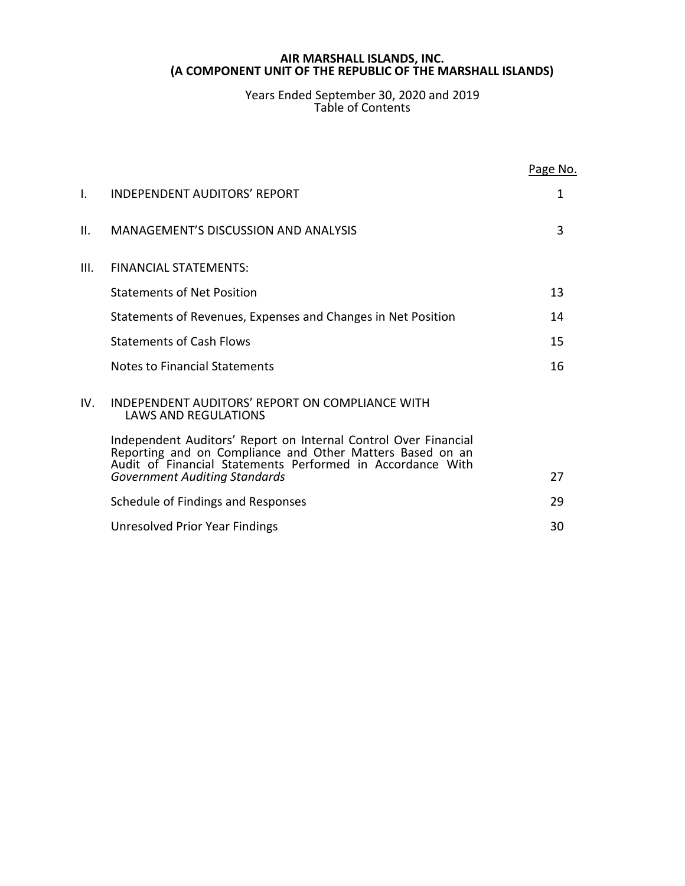# AIR MARSHALL ISLANDS, INC.
## (A COMPONENT UNIT OF THE REPUBLIC OF THE MARSHALL ISLANDS)

Years Ended September 30, 2020 and 2019
Table of Contents

| | | Page No. |
|---|---|---|
| I. | INDEPENDENT AUDITORS' REPORT | 1 |
| II. | MANAGEMENT'S DISCUSSION AND ANALYSIS | 3 |
| III. | FINANCIAL STATEMENTS: | |
| | Statements of Net Position | 13 |
| | Statements of Revenues, Expenses and Changes in Net Position | 14 |
| | Statements of Cash Flows | 15 |
| | Notes to Financial Statements | 16 |
| IV. | INDEPENDENT AUDITORS' REPORT ON COMPLIANCE WITH LAWS AND REGULATIONS | |
| | Independent Auditors' Report on Internal Control Over Financial Reporting and on Compliance and Other Matters Based on an Audit of Financial Statements Performed in Accordance With *Government Auditing Standards* | 27 |
| | Schedule of Findings and Responses | 29 |
| | Unresolved Prior Year Findings | 30 |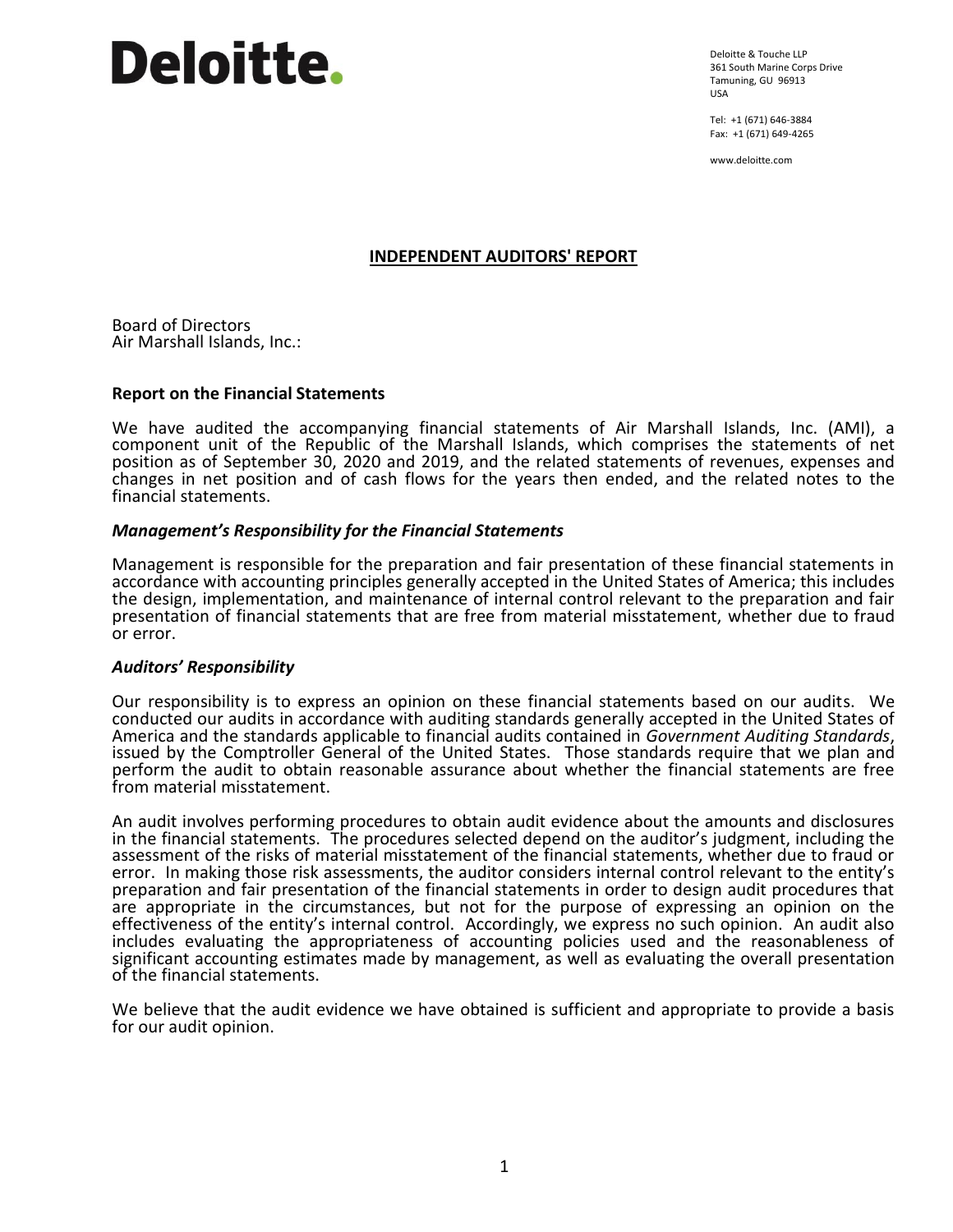Deloitte.

Deloitte & Touche LLP
361 South Marine Corps Drive
Tamuning, GU 96913
USA

Tel: +1 (671) 646-3884
Fax: +1 (671) 649-4265

www.deloitte.com

## INDEPENDENT AUDITORS' REPORT

Board of Directors
Air Marshall Islands, Inc.:

### Report on the Financial Statements

We have audited the accompanying financial statements of Air Marshall Islands, Inc. (AMI), a component unit of the Republic of the Marshall Islands, which comprises the statements of net position as of September 30, 2020 and 2019, and the related statements of revenues, expenses and changes in net position and of cash flows for the years then ended, and the related notes to the financial statements.

### *Management's Responsibility for the Financial Statements*

Management is responsible for the preparation and fair presentation of these financial statements in accordance with accounting principles generally accepted in the United States of America; this includes the design, implementation, and maintenance of internal control relevant to the preparation and fair presentation of financial statements that are free from material misstatement, whether due to fraud or error.

### *Auditors' Responsibility*

Our responsibility is to express an opinion on these financial statements based on our audits. We conducted our audits in accordance with auditing standards generally accepted in the United States of America and the standards applicable to financial audits contained in *Government Auditing Standards*, issued by the Comptroller General of the United States. Those standards require that we plan and perform the audit to obtain reasonable assurance about whether the financial statements are free from material misstatement.

An audit involves performing procedures to obtain audit evidence about the amounts and disclosures in the financial statements. The procedures selected depend on the auditor's judgment, including the assessment of the risks of material misstatement of the financial statements, whether due to fraud or error. In making those risk assessments, the auditor considers internal control relevant to the entity's preparation and fair presentation of the financial statements in order to design audit procedures that are appropriate in the circumstances, but not for the purpose of expressing an opinion on the effectiveness of the entity's internal control. Accordingly, we express no such opinion. An audit also includes evaluating the appropriateness of accounting policies used and the reasonableness of significant accounting estimates made by management, as well as evaluating the overall presentation of the financial statements.

We believe that the audit evidence we have obtained is sufficient and appropriate to provide a basis for our audit opinion.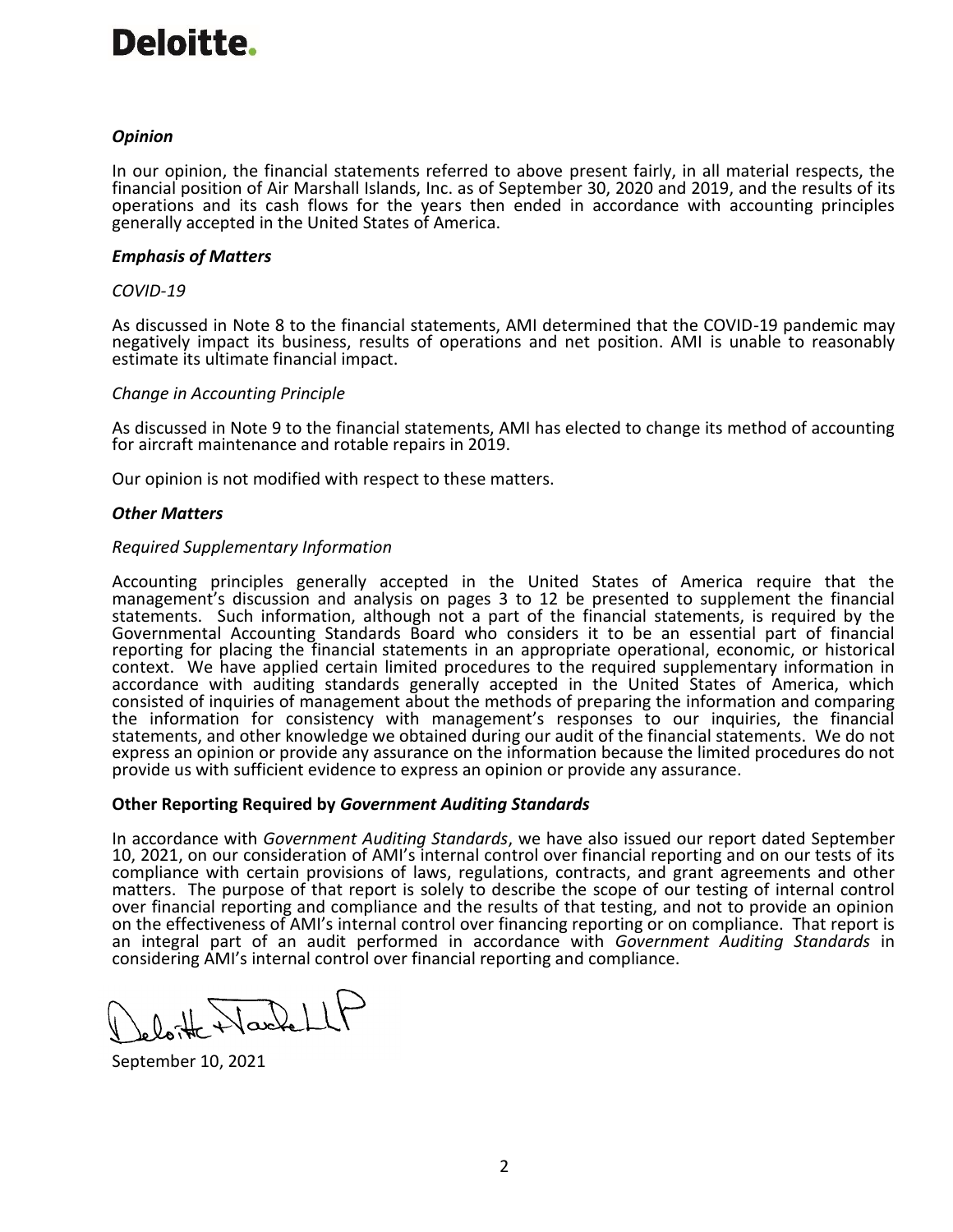# Deloitte.

***Opinion***

In our opinion, the financial statements referred to above present fairly, in all material respects, the financial position of Air Marshall Islands, Inc. as of September 30, 2020 and 2019, and the results of its operations and its cash flows for the years then ended in accordance with accounting principles generally accepted in the United States of America.

***Emphasis of Matters***

*COVID-19*

As discussed in Note 8 to the financial statements, AMI determined that the COVID-19 pandemic may negatively impact its business, results of operations and net position. AMI is unable to reasonably estimate its ultimate financial impact.

*Change in Accounting Principle*

As discussed in Note 9 to the financial statements, AMI has elected to change its method of accounting for aircraft maintenance and rotable repairs in 2019.

Our opinion is not modified with respect to these matters.

***Other Matters***

*Required Supplementary Information*

Accounting principles generally accepted in the United States of America require that the management's discussion and analysis on pages 3 to 12 be presented to supplement the financial statements. Such information, although not a part of the financial statements, is required by the Governmental Accounting Standards Board who considers it to be an essential part of financial reporting for placing the financial statements in an appropriate operational, economic, or historical context. We have applied certain limited procedures to the required supplementary information in accordance with auditing standards generally accepted in the United States of America, which consisted of inquiries of management about the methods of preparing the information and comparing the information for consistency with management's responses to our inquiries, the financial statements, and other knowledge we obtained during our audit of the financial statements. We do not express an opinion or provide any assurance on the information because the limited procedures do not provide us with sufficient evidence to express an opinion or provide any assurance.

**Other Reporting Required by *Government Auditing Standards***

In accordance with *Government Auditing Standards*, we have also issued our report dated September 10, 2021, on our consideration of AMI's internal control over financial reporting and on our tests of its compliance with certain provisions of laws, regulations, contracts, and grant agreements and other matters. The purpose of that report is solely to describe the scope of our testing of internal control over financial reporting and compliance and the results of that testing, and not to provide an opinion on the effectiveness of AMI's internal control over financing reporting or on compliance. That report is an integral part of an audit performed in accordance with *Government Auditing Standards* in considering AMI's internal control over financial reporting and compliance.

Deloitte & Touche LLP

September 10, 2021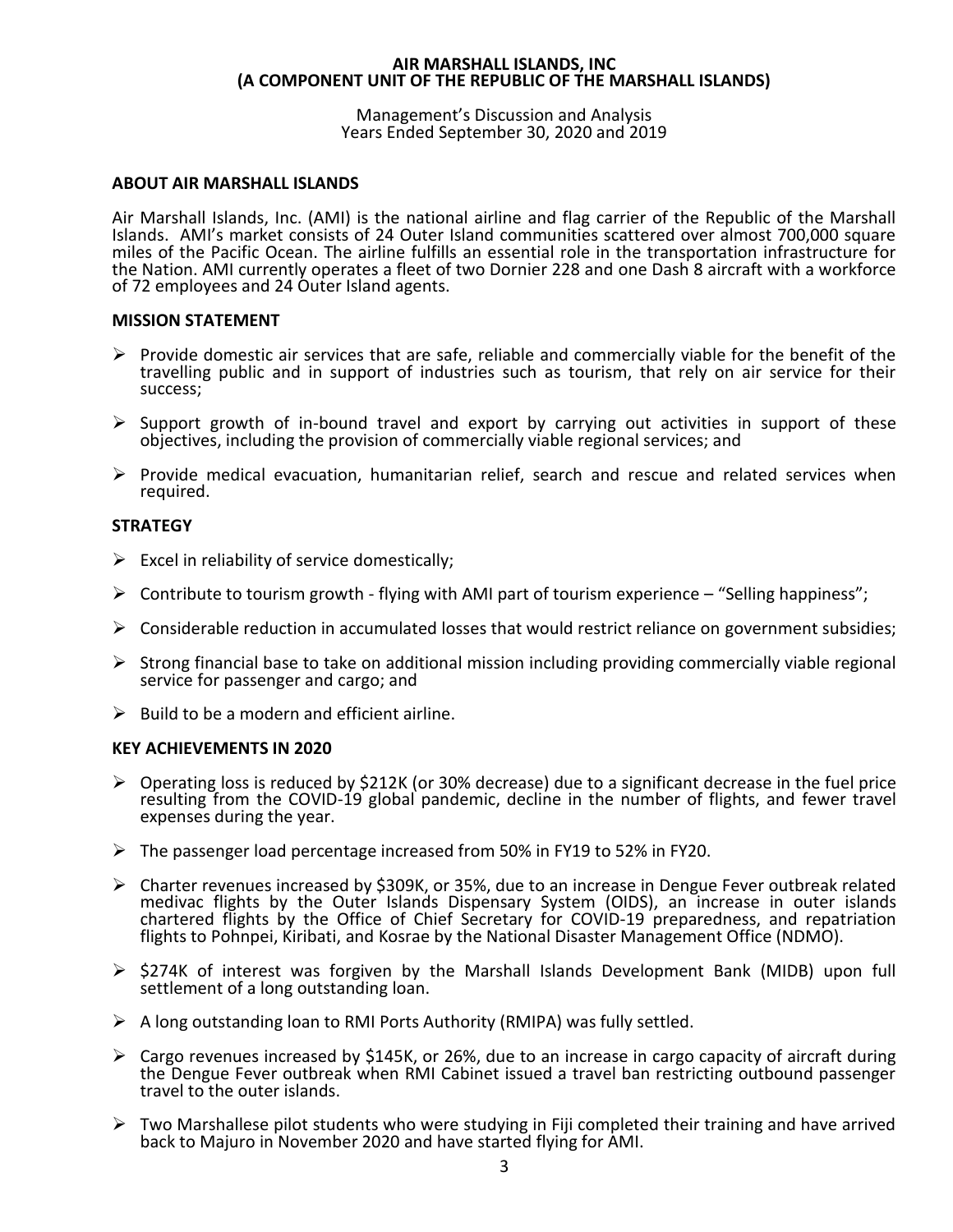**AIR MARSHALL ISLANDS, INC**
**(A COMPONENT UNIT OF THE REPUBLIC OF THE MARSHALL ISLANDS)**

Management's Discussion and Analysis
Years Ended September 30, 2020 and 2019

## ABOUT AIR MARSHALL ISLANDS

Air Marshall Islands, Inc. (AMI) is the national airline and flag carrier of the Republic of the Marshall Islands. AMI's market consists of 24 Outer Island communities scattered over almost 700,000 square miles of the Pacific Ocean. The airline fulfills an essential role in the transportation infrastructure for the Nation. AMI currently operates a fleet of two Dornier 228 and one Dash 8 aircraft with a workforce of 72 employees and 24 Outer Island agents.

## MISSION STATEMENT

- Provide domestic air services that are safe, reliable and commercially viable for the benefit of the travelling public and in support of industries such as tourism, that rely on air service for their success;
- Support growth of in-bound travel and export by carrying out activities in support of these objectives, including the provision of commercially viable regional services; and
- Provide medical evacuation, humanitarian relief, search and rescue and related services when required.

## STRATEGY

- Excel in reliability of service domestically;
- Contribute to tourism growth - flying with AMI part of tourism experience – "Selling happiness";
- Considerable reduction in accumulated losses that would restrict reliance on government subsidies;
- Strong financial base to take on additional mission including providing commercially viable regional service for passenger and cargo; and
- Build to be a modern and efficient airline.

## KEY ACHIEVEMENTS IN 2020

- Operating loss is reduced by $212K (or 30% decrease) due to a significant decrease in the fuel price resulting from the COVID-19 global pandemic, decline in the number of flights, and fewer travel expenses during the year.
- The passenger load percentage increased from 50% in FY19 to 52% in FY20.
- Charter revenues increased by $309K, or 35%, due to an increase in Dengue Fever outbreak related medivac flights by the Outer Islands Dispensary System (OIDS), an increase in outer islands chartered flights by the Office of Chief Secretary for COVID-19 preparedness, and repatriation flights to Pohnpei, Kiribati, and Kosrae by the National Disaster Management Office (NDMO).
- $274K of interest was forgiven by the Marshall Islands Development Bank (MIDB) upon full settlement of a long outstanding loan.
- A long outstanding loan to RMI Ports Authority (RMIPA) was fully settled.
- Cargo revenues increased by $145K, or 26%, due to an increase in cargo capacity of aircraft during the Dengue Fever outbreak when RMI Cabinet issued a travel ban restricting outbound passenger travel to the outer islands.
- Two Marshallese pilot students who were studying in Fiji completed their training and have arrived back to Majuro in November 2020 and have started flying for AMI.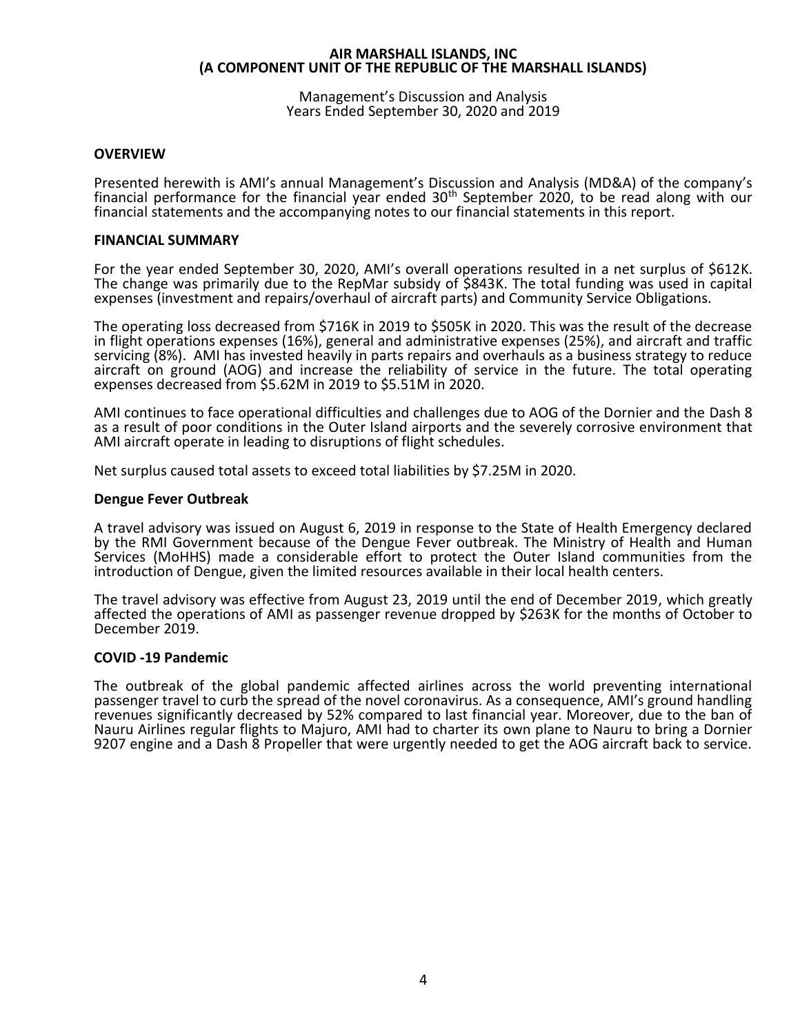# AIR MARSHALL ISLANDS, INC
## (A COMPONENT UNIT OF THE REPUBLIC OF THE MARSHALL ISLANDS)

Management's Discussion and Analysis
Years Ended September 30, 2020 and 2019

### OVERVIEW

Presented herewith is AMI's annual Management's Discussion and Analysis (MD&A) of the company's financial performance for the financial year ended 30th September 2020, to be read along with our financial statements and the accompanying notes to our financial statements in this report.

### FINANCIAL SUMMARY

For the year ended September 30, 2020, AMI's overall operations resulted in a net surplus of $612K. The change was primarily due to the RepMar subsidy of $843K. The total funding was used in capital expenses (investment and repairs/overhaul of aircraft parts) and Community Service Obligations.

The operating loss decreased from $716K in 2019 to $505K in 2020. This was the result of the decrease in flight operations expenses (16%), general and administrative expenses (25%), and aircraft and traffic servicing (8%). AMI has invested heavily in parts repairs and overhauls as a business strategy to reduce aircraft on ground (AOG) and increase the reliability of service in the future. The total operating expenses decreased from $5.62M in 2019 to $5.51M in 2020.

AMI continues to face operational difficulties and challenges due to AOG of the Dornier and the Dash 8 as a result of poor conditions in the Outer Island airports and the severely corrosive environment that AMI aircraft operate in leading to disruptions of flight schedules.

Net surplus caused total assets to exceed total liabilities by $7.25M in 2020.

### Dengue Fever Outbreak

A travel advisory was issued on August 6, 2019 in response to the State of Health Emergency declared by the RMI Government because of the Dengue Fever outbreak. The Ministry of Health and Human Services (MoHHS) made a considerable effort to protect the Outer Island communities from the introduction of Dengue, given the limited resources available in their local health centers.

The travel advisory was effective from August 23, 2019 until the end of December 2019, which greatly affected the operations of AMI as passenger revenue dropped by $263K for the months of October to December 2019.

### COVID -19 Pandemic

The outbreak of the global pandemic affected airlines across the world preventing international passenger travel to curb the spread of the novel coronavirus. As a consequence, AMI's ground handling revenues significantly decreased by 52% compared to last financial year. Moreover, due to the ban of Nauru Airlines regular flights to Majuro, AMI had to charter its own plane to Nauru to bring a Dornier 9207 engine and a Dash 8 Propeller that were urgently needed to get the AOG aircraft back to service.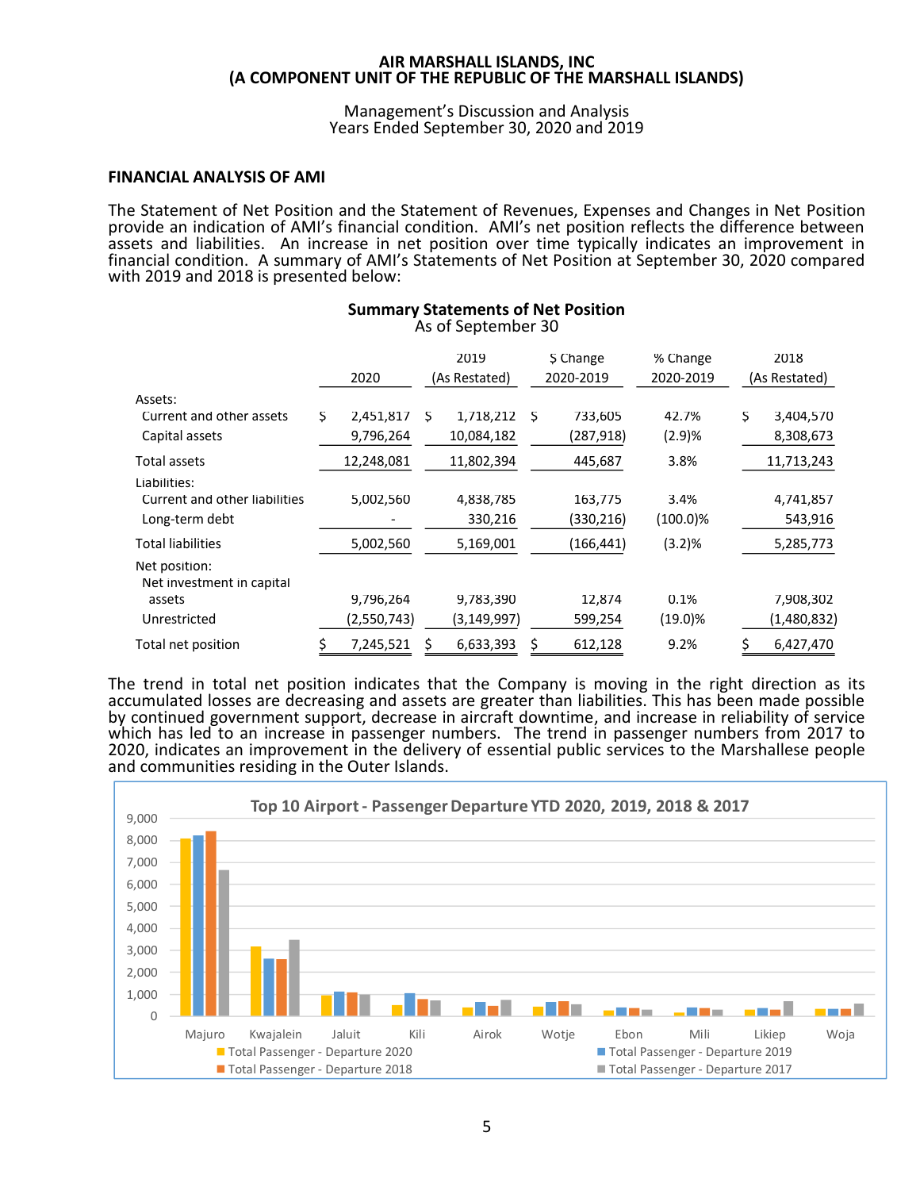# AIR MARSHALL ISLANDS, INC
# (A COMPONENT UNIT OF THE REPUBLIC OF THE MARSHALL ISLANDS)

Management's Discussion and Analysis
Years Ended September 30, 2020 and 2019

## FINANCIAL ANALYSIS OF AMI

The Statement of Net Position and the Statement of Revenues, Expenses and Changes in Net Position provide an indication of AMI's financial condition. AMI's net position reflects the difference between assets and liabilities. An increase in net position over time typically indicates an improvement in financial condition. A summary of AMI's Statements of Net Position at September 30, 2020 compared with 2019 and 2018 is presented below:

**Summary Statements of Net Position**
As of September 30

| | 2020 | 2019 (As Restated) | $ Change 2020-2019 | % Change 2020-2019 | 2018 (As Restated) |
|---|---|---|---|---|---|
| Assets: | | | | | |
| Current and other assets | $ 2,451,817 | $ 1,718,212 | $ 733,605 | 42.7% | $ 3,404,570 |
| Capital assets | 9,796,264 | 10,084,182 | (287,918) | (2.9)% | 8,308,673 |
| Total assets | 12,248,081 | 11,802,394 | 445,687 | 3.8% | 11,713,243 |
| Liabilities: | | | | | |
| Current and other liabilities | 5,002,560 | 4,838,785 | 163,775 | 3.4% | 4,741,857 |
| Long-term debt | - | 330,216 | (330,216) | (100.0)% | 543,916 |
| Total liabilities | 5,002,560 | 5,169,001 | (166,441) | (3.2)% | 5,285,773 |
| Net position: | | | | | |
| Net investment in capital assets | 9,796,264 | 9,783,390 | 12,874 | 0.1% | 7,908,302 |
| Unrestricted | (2,550,743) | (3,149,997) | 599,254 | (19.0)% | (1,480,832) |
| Total net position | $ 7,245,521 | $ 6,633,393 | $ 612,128 | 9.2% | $ 6,427,470 |

The trend in total net position indicates that the Company is moving in the right direction as its accumulated losses are decreasing and assets are greater than liabilities. This has been made possible by continued government support, decrease in aircraft downtime, and increase in reliability of service which has led to an increase in passenger numbers. The trend in passenger numbers from 2017 to 2020, indicates an improvement in the delivery of essential public services to the Marshallese people and communities residing in the Outer Islands.

**Top 10 Airport - Passenger Departure YTD 2020, 2019, 2018 & 2017**

Airports: Majuro, Kwajalein, Jaluit, Kili, Airok, Wotje, Ebon, Mili, Likiep, Woja

Legend: Total Passenger - Departure 2020; Total Passenger - Departure 2019; Total Passenger - Departure 2018; Total Passenger - Departure 2017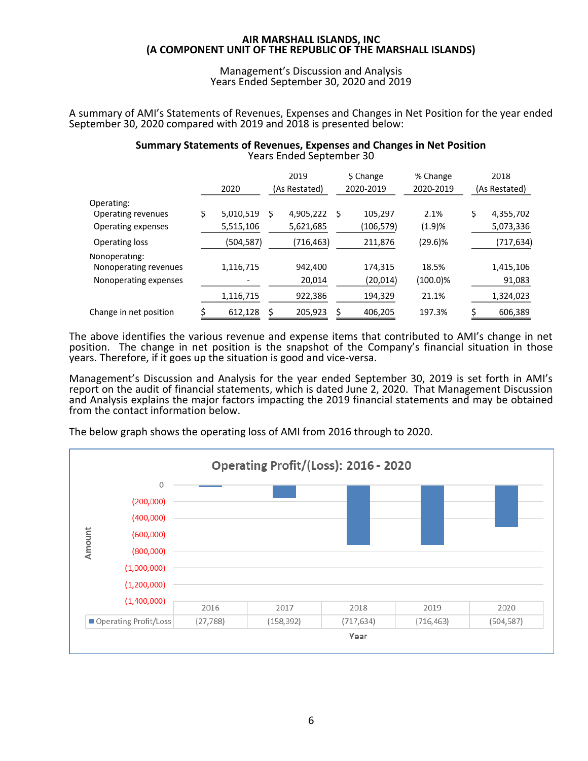**AIR MARSHALL ISLANDS, INC**
**(A COMPONENT UNIT OF THE REPUBLIC OF THE MARSHALL ISLANDS)**

Management's Discussion and Analysis
Years Ended September 30, 2020 and 2019

A summary of AMI's Statements of Revenues, Expenses and Changes in Net Position for the year ended September 30, 2020 compared with 2019 and 2018 is presented below:

**Summary Statements of Revenues, Expenses and Changes in Net Position**
Years Ended September 30

| | 2020 | 2019 (As Restated) | $ Change 2020-2019 | % Change 2020-2019 | 2018 (As Restated) |
|---|---|---|---|---|---|
| Operating: | | | | | |
| Operating revenues | $ 5,010,519 | $ 4,905,222 | $ 105,297 | 2.1% | $ 4,355,702 |
| Operating expenses | 5,515,106 | 5,621,685 | (106,579) | (1.9)% | 5,073,336 |
| Operating loss | (504,587) | (716,463) | 211,876 | (29.6)% | (717,634) |
| Nonoperating: | | | | | |
| Nonoperating revenues | 1,116,715 | 942,400 | 174,315 | 18.5% | 1,415,106 |
| Nonoperating expenses | - | 20,014 | (20,014) | (100.0)% | 91,083 |
| | 1,116,715 | 922,386 | 194,329 | 21.1% | 1,324,023 |
| Change in net position | $ 612,128 | $ 205,923 | $ 406,205 | 197.3% | $ 606,389 |

The above identifies the various revenue and expense items that contributed to AMI's change in net position. The change in net position is the snapshot of the Company's financial situation in those years. Therefore, if it goes up the situation is good and vice-versa.

Management's Discussion and Analysis for the year ended September 30, 2019 is set forth in AMI's report on the audit of financial statements, which is dated June 2, 2020. That Management Discussion and Analysis explains the major factors impacting the 2019 financial statements and may be obtained from the contact information below.

The below graph shows the operating loss of AMI from 2016 through to 2020.

**Operating Profit/(Loss): 2016 - 2020**

| Year | 2016 | 2017 | 2018 | 2019 | 2020 |
|---|---|---|---|---|---|
| Operating Profit/Loss | (27,788) | (158,392) | (717,634) | (716,463) | (504,587) |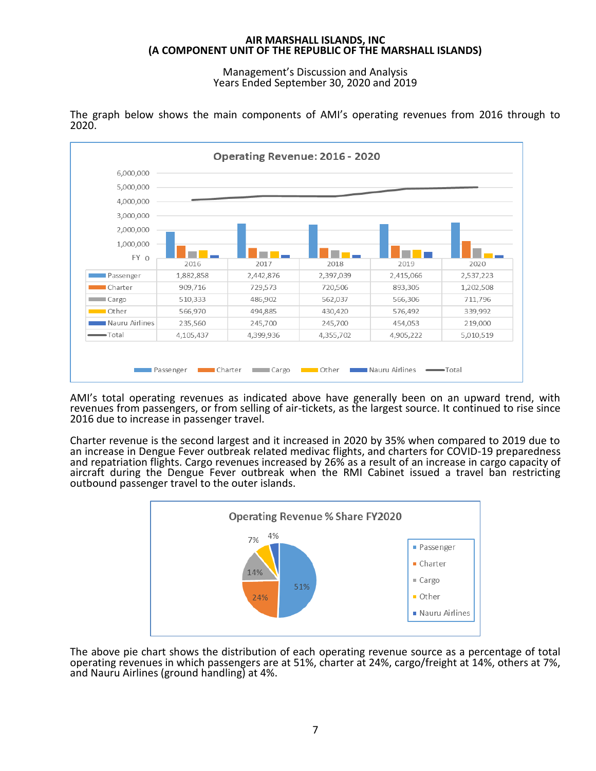**AIR MARSHALL ISLANDS, INC**
**(A COMPONENT UNIT OF THE REPUBLIC OF THE MARSHALL ISLANDS)**

Management's Discussion and Analysis
Years Ended September 30, 2020 and 2019

The graph below shows the main components of AMI's operating revenues from 2016 through to 2020.

**Operating Revenue: 2016 - 2020**

| FY | 2016 | 2017 | 2018 | 2019 | 2020 |
|---|---|---|---|---|---|
| Passenger | 1,882,858 | 2,442,876 | 2,397,039 | 2,415,066 | 2,537,223 |
| Charter | 909,716 | 729,573 | 720,506 | 893,305 | 1,202,508 |
| Cargo | 510,333 | 486,902 | 562,037 | 566,306 | 711,796 |
| Other | 566,970 | 494,885 | 430,420 | 576,492 | 339,992 |
| Nauru Airlines | 235,560 | 245,700 | 245,700 | 454,053 | 219,000 |
| Total | 4,105,437 | 4,399,936 | 4,355,702 | 4,905,222 | 5,010,519 |

AMI's total operating revenues as indicated above have generally been on an upward trend, with revenues from passengers, or from selling of air-tickets, as the largest source. It continued to rise since 2016 due to increase in passenger travel.

Charter revenue is the second largest and it increased in 2020 by 35% when compared to 2019 due to an increase in Dengue Fever outbreak related medivac flights, and charters for COVID-19 preparedness and repatriation flights. Cargo revenues increased by 26% as a result of an increase in cargo capacity of aircraft during the Dengue Fever outbreak when the RMI Cabinet issued a travel ban restricting outbound passenger travel to the outer islands.

**Operating Revenue % Share FY2020**

| Source | Share |
|---|---|
| Passenger | 51% |
| Charter | 24% |
| Cargo | 14% |
| Other | 7% |
| Nauru Airlines | 4% |

The above pie chart shows the distribution of each operating revenue source as a percentage of total operating revenues in which passengers are at 51%, charter at 24%, cargo/freight at 14%, others at 7%, and Nauru Airlines (ground handling) at 4%.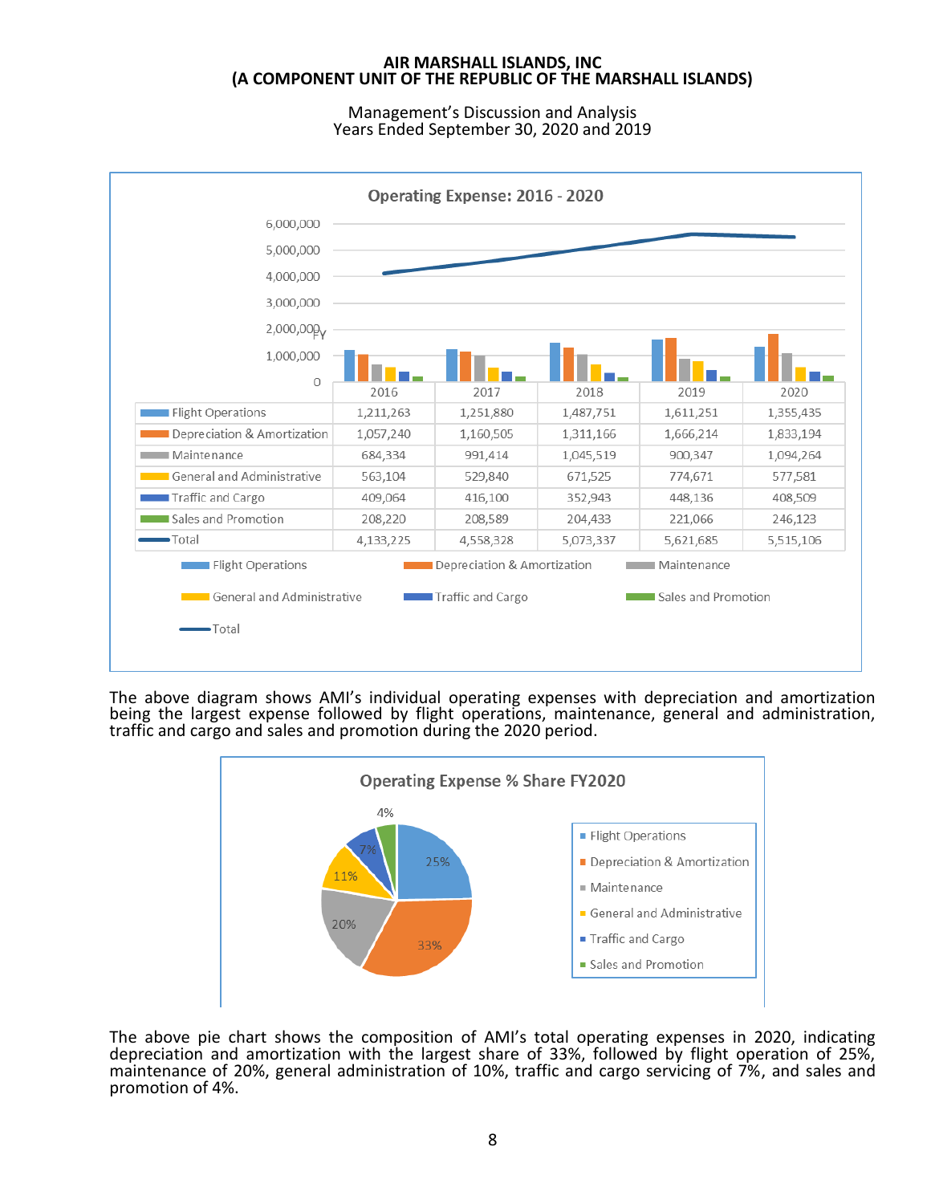Management's Discussion and Analysis
Years Ended September 30, 2020 and 2019

**Operating Expense: 2016 - 2020**

| | 2016 | 2017 | 2018 | 2019 | 2020 |
|---|---|---|---|---|---|
| Flight Operations | 1,211,263 | 1,251,880 | 1,487,751 | 1,611,251 | 1,355,435 |
| Depreciation & Amortization | 1,057,240 | 1,160,505 | 1,311,166 | 1,666,214 | 1,833,194 |
| Maintenance | 684,334 | 991,414 | 1,045,519 | 900,347 | 1,094,264 |
| General and Administrative | 563,104 | 529,840 | 671,525 | 774,671 | 577,581 |
| Traffic and Cargo | 409,064 | 416,100 | 352,943 | 448,136 | 408,509 |
| Sales and Promotion | 208,220 | 208,589 | 204,433 | 221,066 | 246,123 |
| Total | 4,133,225 | 4,558,328 | 5,073,337 | 5,621,685 | 5,515,106 |

The above diagram shows AMI's individual operating expenses with depreciation and amortization being the largest expense followed by flight operations, maintenance, general and administration, traffic and cargo and sales and promotion during the 2020 period.

**Operating Expense % Share FY2020**

| Category | Share |
|---|---|
| Flight Operations | 25% |
| Depreciation & Amortization | 33% |
| Maintenance | 20% |
| General and Administrative | 11% |
| Traffic and Cargo | 7% |
| Sales and Promotion | 4% |

The above pie chart shows the composition of AMI's total operating expenses in 2020, indicating depreciation and amortization with the largest share of 33%, followed by flight operation of 25%, maintenance of 20%, general administration of 10%, traffic and cargo servicing of 7%, and sales and promotion of 4%.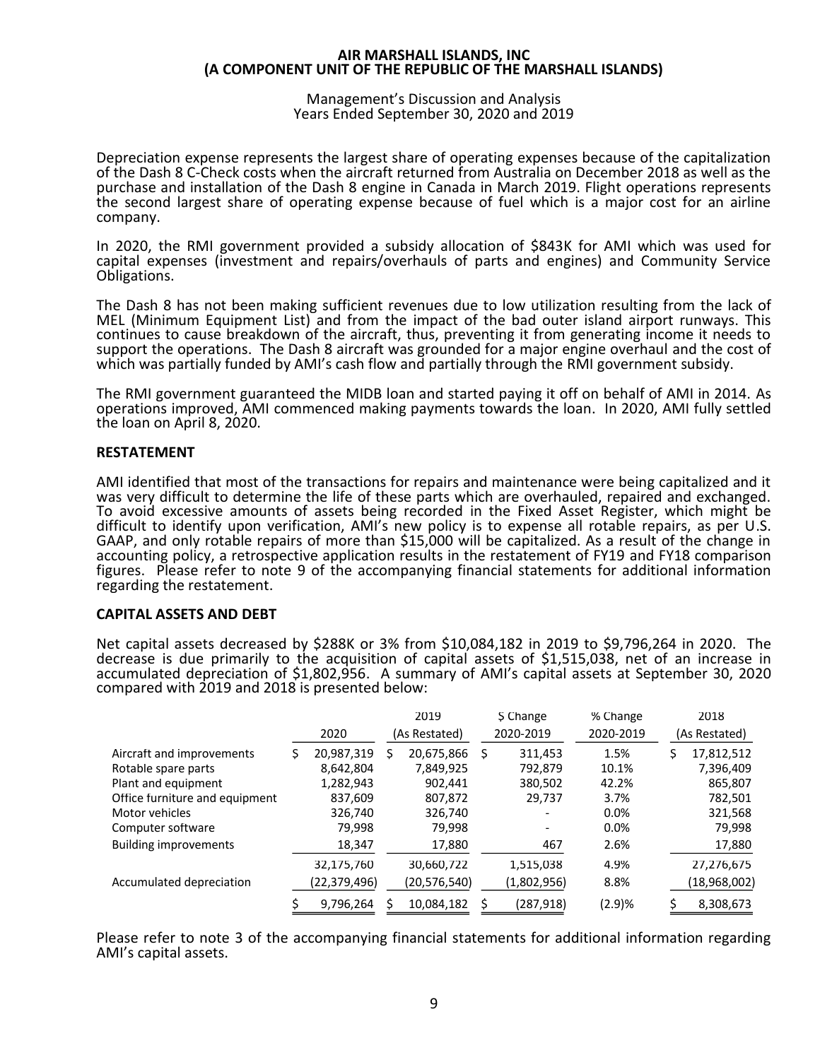Depreciation expense represents the largest share of operating expenses because of the capitalization of the Dash 8 C-Check costs when the aircraft returned from Australia on December 2018 as well as the purchase and installation of the Dash 8 engine in Canada in March 2019. Flight operations represents the second largest share of operating expense because of fuel which is a major cost for an airline company.

In 2020, the RMI government provided a subsidy allocation of $843K for AMI which was used for capital expenses (investment and repairs/overhauls of parts and engines) and Community Service Obligations.

The Dash 8 has not been making sufficient revenues due to low utilization resulting from the lack of MEL (Minimum Equipment List) and from the impact of the bad outer island airport runways. This continues to cause breakdown of the aircraft, thus, preventing it from generating income it needs to support the operations. The Dash 8 aircraft was grounded for a major engine overhaul and the cost of which was partially funded by AMI's cash flow and partially through the RMI government subsidy.

The RMI government guaranteed the MIDB loan and started paying it off on behalf of AMI in 2014. As operations improved, AMI commenced making payments towards the loan. In 2020, AMI fully settled the loan on April 8, 2020.

## RESTATEMENT

AMI identified that most of the transactions for repairs and maintenance were being capitalized and it was very difficult to determine the life of these parts which are overhauled, repaired and exchanged. To avoid excessive amounts of assets being recorded in the Fixed Asset Register, which might be difficult to identify upon verification, AMI's new policy is to expense all rotable repairs, as per U.S. GAAP, and only rotable repairs of more than $15,000 will be capitalized. As a result of the change in accounting policy, a retrospective application results in the restatement of FY19 and FY18 comparison figures. Please refer to note 9 of the accompanying financial statements for additional information regarding the restatement.

## CAPITAL ASSETS AND DEBT

Net capital assets decreased by $288K or 3% from $10,084,182 in 2019 to $9,796,264 in 2020. The decrease is due primarily to the acquisition of capital assets of $1,515,038, net of an increase in accumulated depreciation of $1,802,956. A summary of AMI's capital assets at September 30, 2020 compared with 2019 and 2018 is presented below:

| | 2020 | 2019 (As Restated) | $ Change 2020-2019 | % Change 2020-2019 | 2018 (As Restated) |
|---|---|---|---|---|---|
| Aircraft and improvements | $ 20,987,319 | $ 20,675,866 | $ 311,453 | 1.5% | $ 17,812,512 |
| Rotable spare parts | 8,642,804 | 7,849,925 | 792,879 | 10.1% | 7,396,409 |
| Plant and equipment | 1,282,943 | 902,441 | 380,502 | 42.2% | 865,807 |
| Office furniture and equipment | 837,609 | 807,872 | 29,737 | 3.7% | 782,501 |
| Motor vehicles | 326,740 | 326,740 | - | 0.0% | 321,568 |
| Computer software | 79,998 | 79,998 | - | 0.0% | 79,998 |
| Building improvements | 18,347 | 17,880 | 467 | 2.6% | 17,880 |
| | 32,175,760 | 30,660,722 | 1,515,038 | 4.9% | 27,276,675 |
| Accumulated depreciation | (22,379,496) | (20,576,540) | (1,802,956) | 8.8% | (18,968,002) |
| | $ 9,796,264 | $ 10,084,182 | $ (287,918) | (2.9)% | $ 8,308,673 |

Please refer to note 3 of the accompanying financial statements for additional information regarding AMI's capital assets.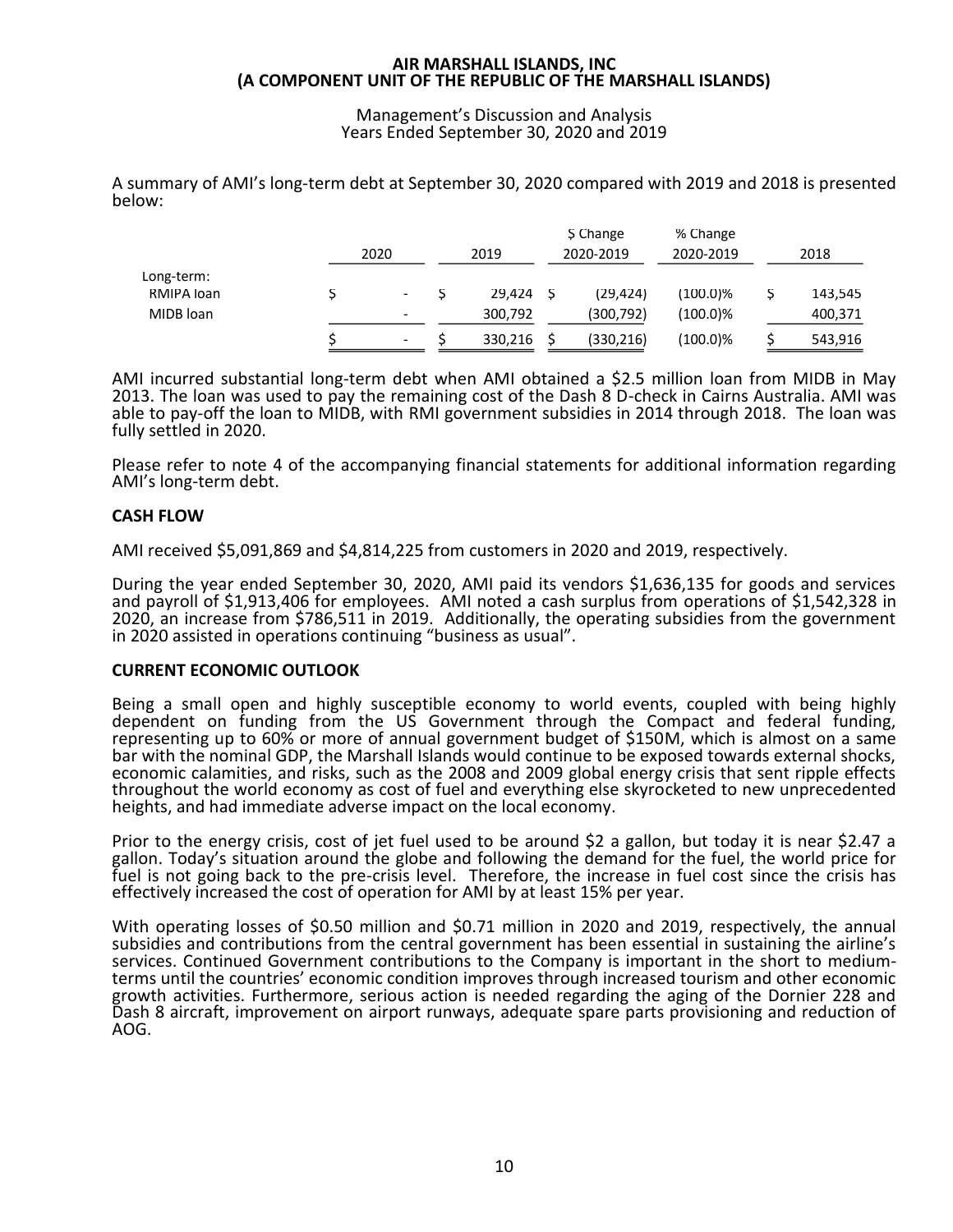# AIR MARSHALL ISLANDS, INC
# (A COMPONENT UNIT OF THE REPUBLIC OF THE MARSHALL ISLANDS)

Management's Discussion and Analysis
Years Ended September 30, 2020 and 2019

A summary of AMI's long-term debt at September 30, 2020 compared with 2019 and 2018 is presented below:

| | 2020 | 2019 | $ Change 2020-2019 | % Change 2020-2019 | 2018 |
|---|---|---|---|---|---|
| Long-term: | | | | | |
| RMIPA loan | $ - | $ 29,424 | $ (29,424) | (100.0)% | $ 143,545 |
| MIDB loan | - | 300,792 | (300,792) | (100.0)% | 400,371 |
| | $ - | $ 330,216 | $ (330,216) | (100.0)% | $ 543,916 |

AMI incurred substantial long-term debt when AMI obtained a $2.5 million loan from MIDB in May 2013. The loan was used to pay the remaining cost of the Dash 8 D-check in Cairns Australia. AMI was able to pay-off the loan to MIDB, with RMI government subsidies in 2014 through 2018. The loan was fully settled in 2020.

Please refer to note 4 of the accompanying financial statements for additional information regarding AMI's long-term debt.

**CASH FLOW**

AMI received $5,091,869 and $4,814,225 from customers in 2020 and 2019, respectively.

During the year ended September 30, 2020, AMI paid its vendors $1,636,135 for goods and services and payroll of $1,913,406 for employees. AMI noted a cash surplus from operations of $1,542,328 in 2020, an increase from $786,511 in 2019. Additionally, the operating subsidies from the government in 2020 assisted in operations continuing "business as usual".

**CURRENT ECONOMIC OUTLOOK**

Being a small open and highly susceptible economy to world events, coupled with being highly dependent on funding from the US Government through the Compact and federal funding, representing up to 60% or more of annual government budget of $150M, which is almost on a same bar with the nominal GDP, the Marshall Islands would continue to be exposed towards external shocks, economic calamities, and risks, such as the 2008 and 2009 global energy crisis that sent ripple effects throughout the world economy as cost of fuel and everything else skyrocketed to new unprecedented heights, and had immediate adverse impact on the local economy.

Prior to the energy crisis, cost of jet fuel used to be around $2 a gallon, but today it is near $2.47 a gallon. Today's situation around the globe and following the demand for the fuel, the world price for fuel is not going back to the pre-crisis level. Therefore, the increase in fuel cost since the crisis has effectively increased the cost of operation for AMI by at least 15% per year.

With operating losses of $0.50 million and $0.71 million in 2020 and 2019, respectively, the annual subsidies and contributions from the central government has been essential in sustaining the airline's services. Continued Government contributions to the Company is important in the short to medium-terms until the countries' economic condition improves through increased tourism and other economic growth activities. Furthermore, serious action is needed regarding the aging of the Dornier 228 and Dash 8 aircraft, improvement on airport runways, adequate spare parts provisioning and reduction of AOG.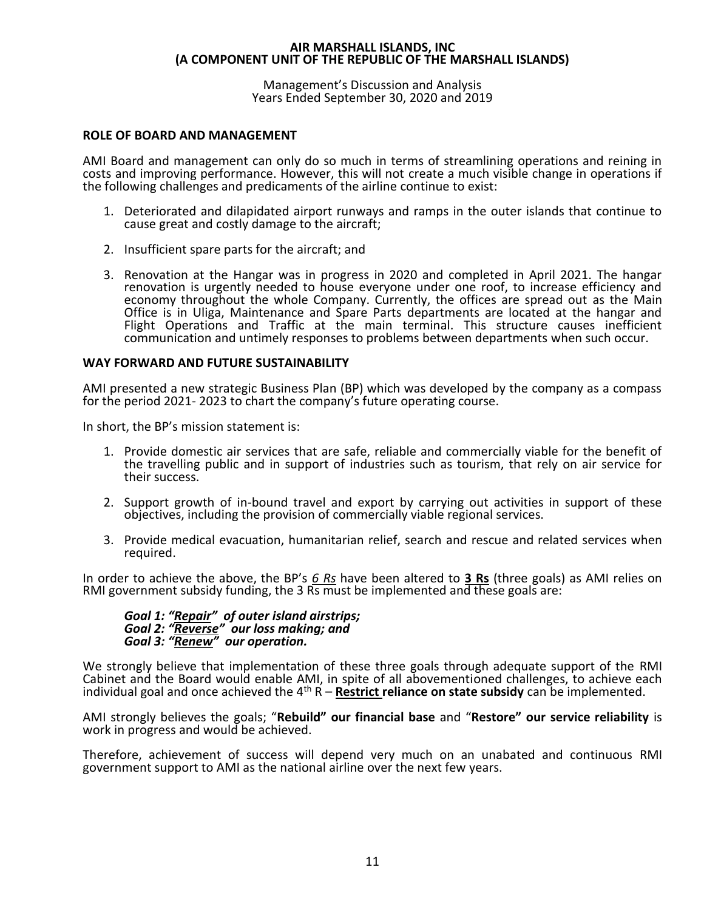## ROLE OF BOARD AND MANAGEMENT

AMI Board and management can only do so much in terms of streamlining operations and reining in costs and improving performance. However, this will not create a much visible change in operations if the following challenges and predicaments of the airline continue to exist:

1. Deteriorated and dilapidated airport runways and ramps in the outer islands that continue to cause great and costly damage to the aircraft;

2. Insufficient spare parts for the aircraft; and

3. Renovation at the Hangar was in progress in 2020 and completed in April 2021. The hangar renovation is urgently needed to house everyone under one roof, to increase efficiency and economy throughout the whole Company. Currently, the offices are spread out as the Main Office is in Uliga, Maintenance and Spare Parts departments are located at the hangar and Flight Operations and Traffic at the main terminal. This structure causes inefficient communication and untimely responses to problems between departments when such occur.

## WAY FORWARD AND FUTURE SUSTAINABILITY

AMI presented a new strategic Business Plan (BP) which was developed by the company as a compass for the period 2021- 2023 to chart the company's future operating course.

In short, the BP's mission statement is:

1. Provide domestic air services that are safe, reliable and commercially viable for the benefit of the travelling public and in support of industries such as tourism, that rely on air service for their success.

2. Support growth of in-bound travel and export by carrying out activities in support of these objectives, including the provision of commercially viable regional services.

3. Provide medical evacuation, humanitarian relief, search and rescue and related services when required.

In order to achieve the above, the BP's *6 Rs* have been altered to **3 Rs** (three goals) as AMI relies on RMI government subsidy funding, the 3 Rs must be implemented and these goals are:

***Goal 1: "Repair" of outer island airstrips;***
***Goal 2: "Reverse" our loss making; and***
***Goal 3: "Renew" our operation.***

We strongly believe that implementation of these three goals through adequate support of the RMI Cabinet and the Board would enable AMI, in spite of all abovementioned challenges, to achieve each individual goal and once achieved the 4th R – **Restrict reliance on state subsidy** can be implemented.

AMI strongly believes the goals; "**Rebuild" our financial base** and "**Restore" our service reliability** is work in progress and would be achieved.

Therefore, achievement of success will depend very much on an unabated and continuous RMI government support to AMI as the national airline over the next few years.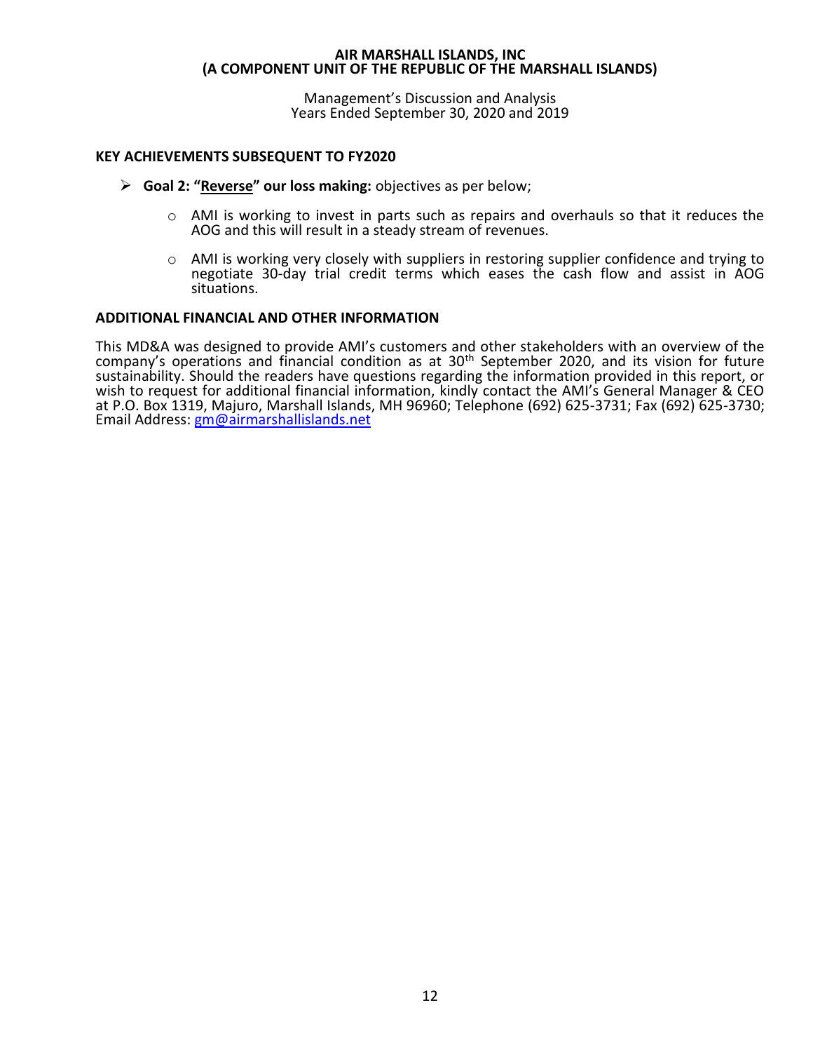## KEY ACHIEVEMENTS SUBSEQUENT TO FY2020

- **Goal 2: "Reverse" our loss making:** objectives as per below;
  - AMI is working to invest in parts such as repairs and overhauls so that it reduces the AOG and this will result in a steady stream of revenues.
  - AMI is working very closely with suppliers in restoring supplier confidence and trying to negotiate 30-day trial credit terms which eases the cash flow and assist in AOG situations.

## ADDITIONAL FINANCIAL AND OTHER INFORMATION

This MD&A was designed to provide AMI's customers and other stakeholders with an overview of the company's operations and financial condition as at 30th September 2020, and its vision for future sustainability. Should the readers have questions regarding the information provided in this report, or wish to request for additional financial information, kindly contact the AMI's General Manager & CEO at P.O. Box 1319, Majuro, Marshall Islands, MH 96960; Telephone (692) 625-3731; Fax (692) 625-3730; Email Address: gm@airmarshallislands.net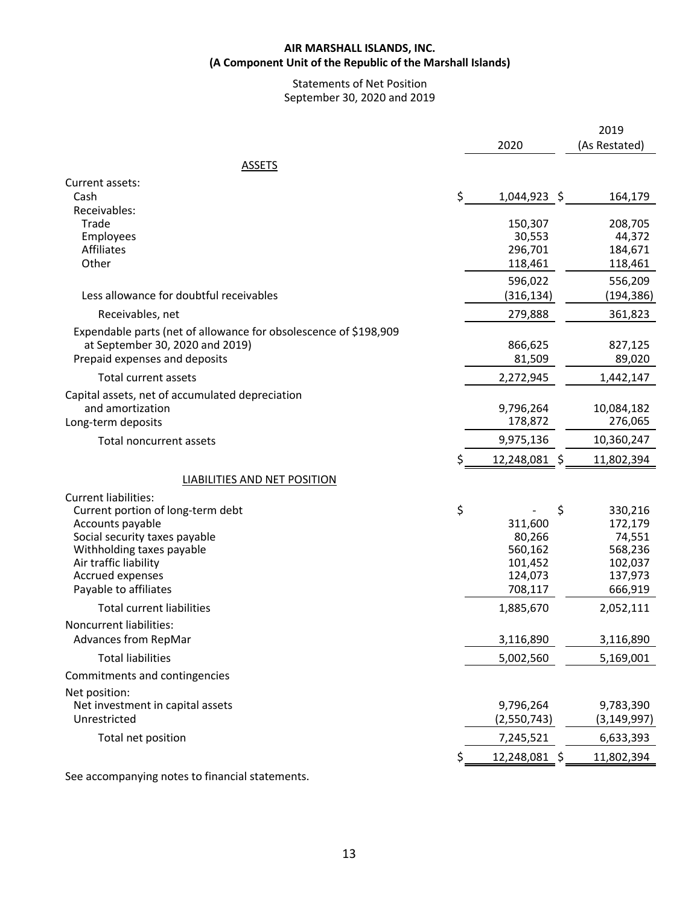**AIR MARSHALL ISLANDS, INC.**
**(A Component Unit of the Republic of the Marshall Islands)**

Statements of Net Position
September 30, 2020 and 2019

| | 2020 | 2019 (As Restated) |
|---|---|---|
| ASSETS | | |
| Current assets: | | |
| Cash | $ 1,044,923 | $ 164,179 |
| Receivables: | | |
| Trade | 150,307 | 208,705 |
| Employees | 30,553 | 44,372 |
| Affiliates | 296,701 | 184,671 |
| Other | 118,461 | 118,461 |
| | 596,022 | 556,209 |
| Less allowance for doubtful receivables | (316,134) | (194,386) |
| Receivables, net | 279,888 | 361,823 |
| Expendable parts (net of allowance for obsolescence of $198,909 at September 30, 2020 and 2019) | 866,625 | 827,125 |
| Prepaid expenses and deposits | 81,509 | 89,020 |
| Total current assets | 2,272,945 | 1,442,147 |
| Capital assets, net of accumulated depreciation and amortization | 9,796,264 | 10,084,182 |
| Long-term deposits | 178,872 | 276,065 |
| Total noncurrent assets | 9,975,136 | 10,360,247 |
| | $ 12,248,081 | $ 11,802,394 |
| LIABILITIES AND NET POSITION | | |
| Current liabilities: | | |
| Current portion of long-term debt | $ - | $ 330,216 |
| Accounts payable | 311,600 | 172,179 |
| Social security taxes payable | 80,266 | 74,551 |
| Withholding taxes payable | 560,162 | 568,236 |
| Air traffic liability | 101,452 | 102,037 |
| Accrued expenses | 124,073 | 137,973 |
| Payable to affiliates | 708,117 | 666,919 |
| Total current liabilities | 1,885,670 | 2,052,111 |
| Noncurrent liabilities: | | |
| Advances from RepMar | 3,116,890 | 3,116,890 |
| Total liabilities | 5,002,560 | 5,169,001 |
| Commitments and contingencies | | |
| Net position: | | |
| Net investment in capital assets | 9,796,264 | 9,783,390 |
| Unrestricted | (2,550,743) | (3,149,997) |
| Total net position | 7,245,521 | 6,633,393 |
| | $ 12,248,081 | $ 11,802,394 |

See accompanying notes to financial statements.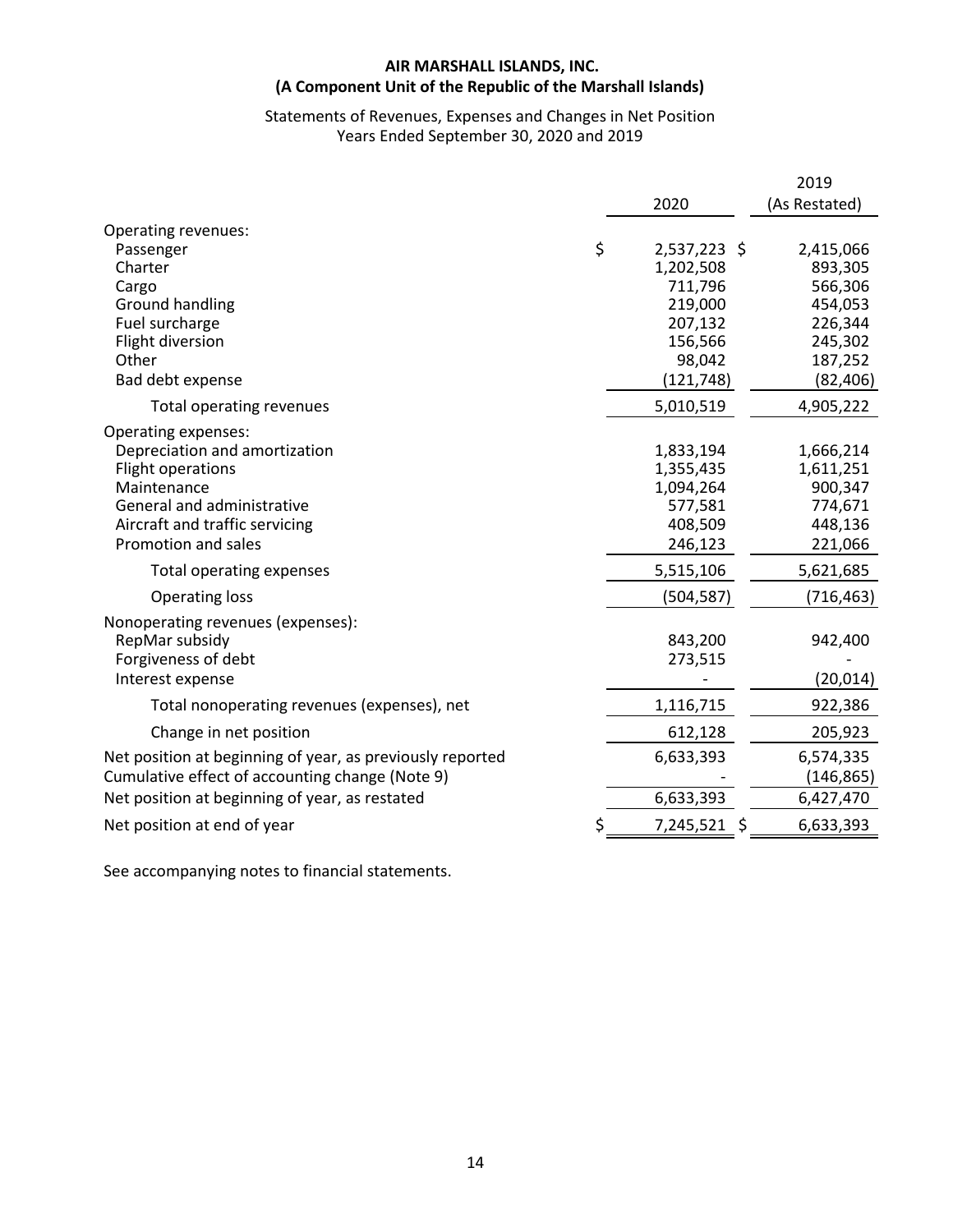**AIR MARSHALL ISLANDS, INC.**
**(A Component Unit of the Republic of the Marshall Islands)**

Statements of Revenues, Expenses and Changes in Net Position
Years Ended September 30, 2020 and 2019

| | 2020 | 2019 (As Restated) |
|---|---|---|
| Operating revenues: | | |
| Passenger | $ 2,537,223 | $ 2,415,066 |
| Charter | 1,202,508 | 893,305 |
| Cargo | 711,796 | 566,306 |
| Ground handling | 219,000 | 454,053 |
| Fuel surcharge | 207,132 | 226,344 |
| Flight diversion | 156,566 | 245,302 |
| Other | 98,042 | 187,252 |
| Bad debt expense | (121,748) | (82,406) |
| Total operating revenues | 5,010,519 | 4,905,222 |
| Operating expenses: | | |
| Depreciation and amortization | 1,833,194 | 1,666,214 |
| Flight operations | 1,355,435 | 1,611,251 |
| Maintenance | 1,094,264 | 900,347 |
| General and administrative | 577,581 | 774,671 |
| Aircraft and traffic servicing | 408,509 | 448,136 |
| Promotion and sales | 246,123 | 221,066 |
| Total operating expenses | 5,515,106 | 5,621,685 |
| Operating loss | (504,587) | (716,463) |
| Nonoperating revenues (expenses): | | |
| RepMar subsidy | 843,200 | 942,400 |
| Forgiveness of debt | 273,515 | - |
| Interest expense | - | (20,014) |
| Total nonoperating revenues (expenses), net | 1,116,715 | 922,386 |
| Change in net position | 612,128 | 205,923 |
| Net position at beginning of year, as previously reported | 6,633,393 | 6,574,335 |
| Cumulative effect of accounting change (Note 9) | - | (146,865) |
| Net position at beginning of year, as restated | 6,633,393 | 6,427,470 |
| Net position at end of year | $ 7,245,521 | $ 6,633,393 |

See accompanying notes to financial statements.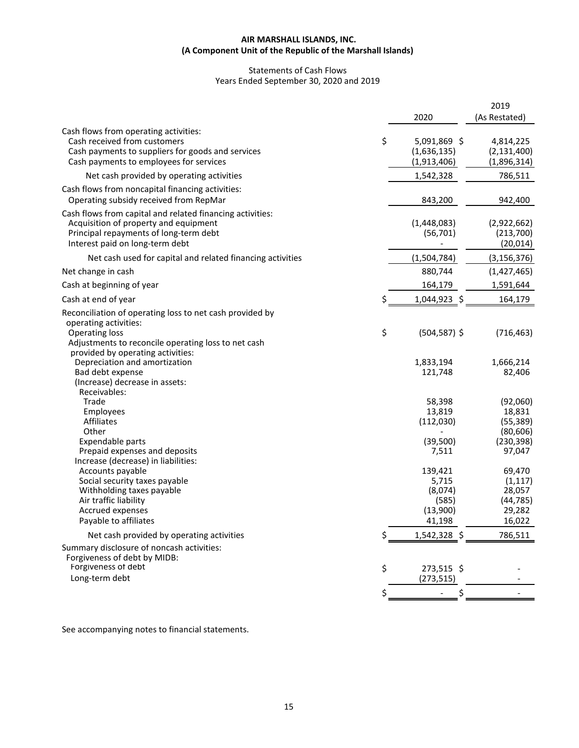**AIR MARSHALL ISLANDS, INC.**
**(A Component Unit of the Republic of the Marshall Islands)**

Statements of Cash Flows
Years Ended September 30, 2020 and 2019

| | 2020 | 2019 (As Restated) |
|---|---|---|
| Cash flows from operating activities: | | |
| Cash received from customers | $ 5,091,869 | $ 4,814,225 |
| Cash payments to suppliers for goods and services | (1,636,135) | (2,131,400) |
| Cash payments to employees for services | (1,913,406) | (1,896,314) |
| Net cash provided by operating activities | 1,542,328 | 786,511 |
| Cash flows from noncapital financing activities: | | |
| Operating subsidy received from RepMar | 843,200 | 942,400 |
| Cash flows from capital and related financing activities: | | |
| Acquisition of property and equipment | (1,448,083) | (2,922,662) |
| Principal repayments of long-term debt | (56,701) | (213,700) |
| Interest paid on long-term debt | - | (20,014) |
| Net cash used for capital and related financing activities | (1,504,784) | (3,156,376) |
| Net change in cash | 880,744 | (1,427,465) |
| Cash at beginning of year | 164,179 | 1,591,644 |
| Cash at end of year | $ 1,044,923 | $ 164,179 |
| Reconciliation of operating loss to net cash provided by operating activities: | | |
| Operating loss | $ (504,587) | $ (716,463) |
| Adjustments to reconcile operating loss to net cash provided by operating activities: | | |
| Depreciation and amortization | 1,833,194 | 1,666,214 |
| Bad debt expense | 121,748 | 82,406 |
| (Increase) decrease in assets: | | |
| Receivables: | | |
| Trade | 58,398 | (92,060) |
| Employees | 13,819 | 18,831 |
| Affiliates | (112,030) | (55,389) |
| Other | - | (80,606) |
| Expendable parts | (39,500) | (230,398) |
| Prepaid expenses and deposits | 7,511 | 97,047 |
| Increase (decrease) in liabilities: | | |
| Accounts payable | 139,421 | 69,470 |
| Social security taxes payable | 5,715 | (1,117) |
| Withholding taxes payable | (8,074) | 28,057 |
| Air traffic liability | (585) | (44,785) |
| Accrued expenses | (13,900) | 29,282 |
| Payable to affiliates | 41,198 | 16,022 |
| Net cash provided by operating activities | $ 1,542,328 | $ 786,511 |
| Summary disclosure of noncash activities: | | |
| Forgiveness of debt by MIDB: | | |
| Forgiveness of debt | $ 273,515 | $ - |
| Long-term debt | (273,515) | - |
| | $ - | $ - |

See accompanying notes to financial statements.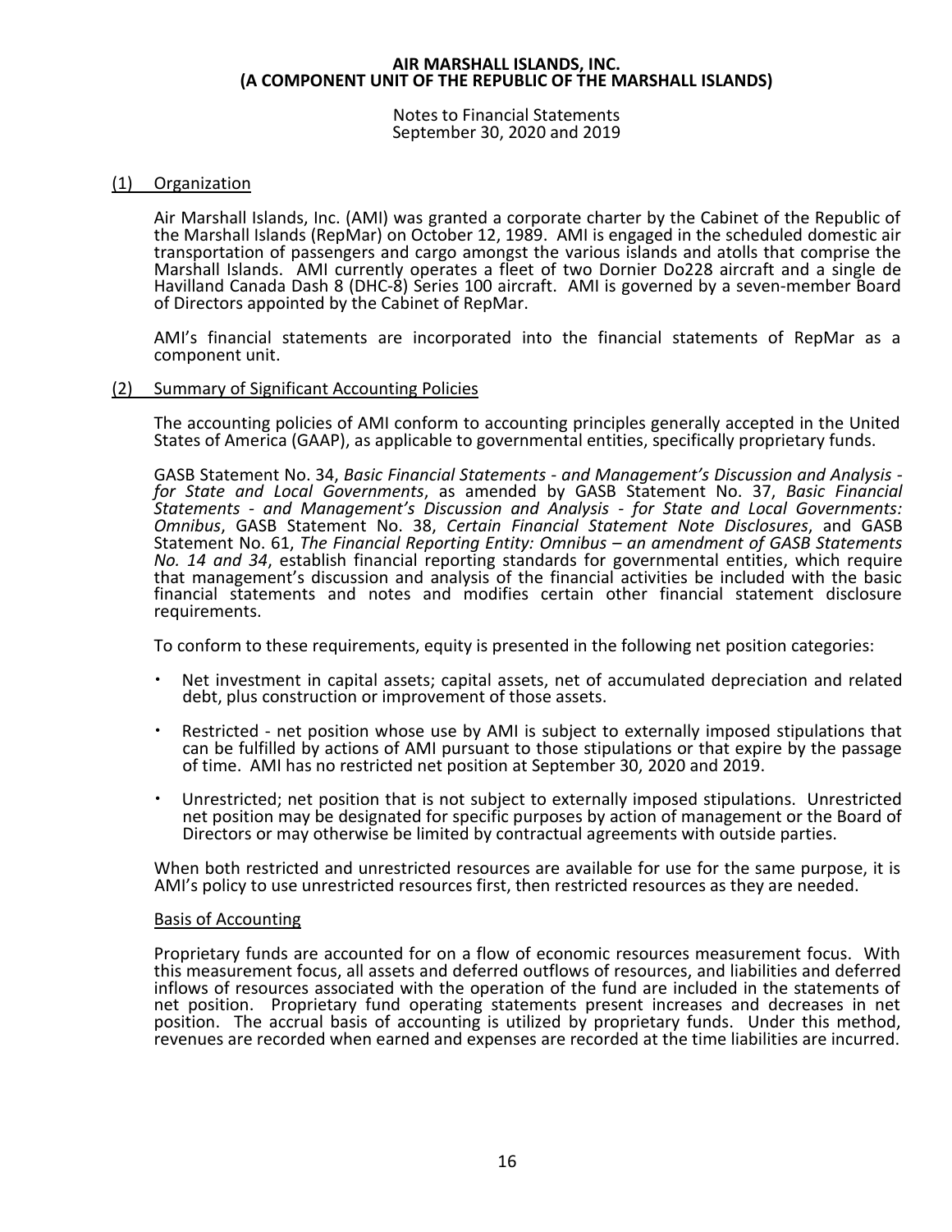# AIR MARSHALL ISLANDS, INC.
# (A COMPONENT UNIT OF THE REPUBLIC OF THE MARSHALL ISLANDS)

Notes to Financial Statements
September 30, 2020 and 2019

## (1) Organization

Air Marshall Islands, Inc. (AMI) was granted a corporate charter by the Cabinet of the Republic of the Marshall Islands (RepMar) on October 12, 1989. AMI is engaged in the scheduled domestic air transportation of passengers and cargo amongst the various islands and atolls that comprise the Marshall Islands. AMI currently operates a fleet of two Dornier Do228 aircraft and a single de Havilland Canada Dash 8 (DHC-8) Series 100 aircraft. AMI is governed by a seven-member Board of Directors appointed by the Cabinet of RepMar.

AMI's financial statements are incorporated into the financial statements of RepMar as a component unit.

## (2) Summary of Significant Accounting Policies

The accounting policies of AMI conform to accounting principles generally accepted in the United States of America (GAAP), as applicable to governmental entities, specifically proprietary funds.

GASB Statement No. 34, *Basic Financial Statements - and Management's Discussion and Analysis - for State and Local Governments*, as amended by GASB Statement No. 37, *Basic Financial Statements - and Management's Discussion and Analysis - for State and Local Governments: Omnibus*, GASB Statement No. 38, *Certain Financial Statement Note Disclosures*, and GASB Statement No. 61, *The Financial Reporting Entity: Omnibus – an amendment of GASB Statements No. 14 and 34*, establish financial reporting standards for governmental entities, which require that management's discussion and analysis of the financial activities be included with the basic financial statements and notes and modifies certain other financial statement disclosure requirements.

To conform to these requirements, equity is presented in the following net position categories:

- Net investment in capital assets; capital assets, net of accumulated depreciation and related debt, plus construction or improvement of those assets.
- Restricted - net position whose use by AMI is subject to externally imposed stipulations that can be fulfilled by actions of AMI pursuant to those stipulations or that expire by the passage of time. AMI has no restricted net position at September 30, 2020 and 2019.
- Unrestricted; net position that is not subject to externally imposed stipulations. Unrestricted net position may be designated for specific purposes by action of management or the Board of Directors or may otherwise be limited by contractual agreements with outside parties.

When both restricted and unrestricted resources are available for use for the same purpose, it is AMI's policy to use unrestricted resources first, then restricted resources as they are needed.

### Basis of Accounting

Proprietary funds are accounted for on a flow of economic resources measurement focus. With this measurement focus, all assets and deferred outflows of resources, and liabilities and deferred inflows of resources associated with the operation of the fund are included in the statements of net position. Proprietary fund operating statements present increases and decreases in net position. The accrual basis of accounting is utilized by proprietary funds. Under this method, revenues are recorded when earned and expenses are recorded at the time liabilities are incurred.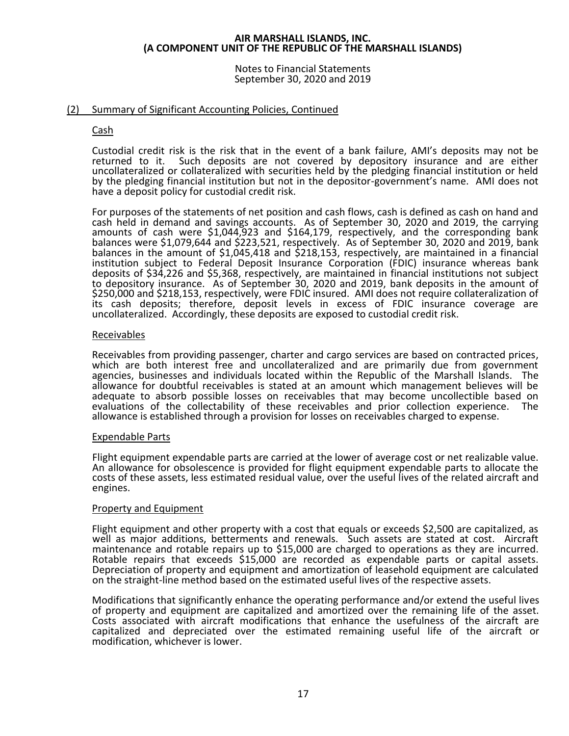# AIR MARSHALL ISLANDS, INC.
# (A COMPONENT UNIT OF THE REPUBLIC OF THE MARSHALL ISLANDS)

Notes to Financial Statements
September 30, 2020 and 2019

## (2) Summary of Significant Accounting Policies, Continued

### Cash

Custodial credit risk is the risk that in the event of a bank failure, AMI's deposits may not be returned to it. Such deposits are not covered by depository insurance and are either uncollateralized or collateralized with securities held by the pledging financial institution or held by the pledging financial institution but not in the depositor-government's name. AMI does not have a deposit policy for custodial credit risk.

For purposes of the statements of net position and cash flows, cash is defined as cash on hand and cash held in demand and savings accounts. As of September 30, 2020 and 2019, the carrying amounts of cash were $1,044,923 and $164,179, respectively, and the corresponding bank balances were $1,079,644 and $223,521, respectively. As of September 30, 2020 and 2019, bank balances in the amount of $1,045,418 and $218,153, respectively, are maintained in a financial institution subject to Federal Deposit Insurance Corporation (FDIC) insurance whereas bank deposits of $34,226 and $5,368, respectively, are maintained in financial institutions not subject to depository insurance. As of September 30, 2020 and 2019, bank deposits in the amount of $250,000 and $218,153, respectively, were FDIC insured. AMI does not require collateralization of its cash deposits; therefore, deposit levels in excess of FDIC insurance coverage are uncollateralized. Accordingly, these deposits are exposed to custodial credit risk.

### Receivables

Receivables from providing passenger, charter and cargo services are based on contracted prices, which are both interest free and uncollateralized and are primarily due from government agencies, businesses and individuals located within the Republic of the Marshall Islands. The allowance for doubtful receivables is stated at an amount which management believes will be adequate to absorb possible losses on receivables that may become uncollectible based on evaluations of the collectability of these receivables and prior collection experience. The allowance is established through a provision for losses on receivables charged to expense.

### Expendable Parts

Flight equipment expendable parts are carried at the lower of average cost or net realizable value. An allowance for obsolescence is provided for flight equipment expendable parts to allocate the costs of these assets, less estimated residual value, over the useful lives of the related aircraft and engines.

### Property and Equipment

Flight equipment and other property with a cost that equals or exceeds $2,500 are capitalized, as well as major additions, betterments and renewals. Such assets are stated at cost. Aircraft maintenance and rotable repairs up to $15,000 are charged to operations as they are incurred. Rotable repairs that exceeds $15,000 are recorded as expendable parts or capital assets. Depreciation of property and equipment and amortization of leasehold equipment are calculated on the straight-line method based on the estimated useful lives of the respective assets.

Modifications that significantly enhance the operating performance and/or extend the useful lives of property and equipment are capitalized and amortized over the remaining life of the asset. Costs associated with aircraft modifications that enhance the usefulness of the aircraft are capitalized and depreciated over the estimated remaining useful life of the aircraft or modification, whichever is lower.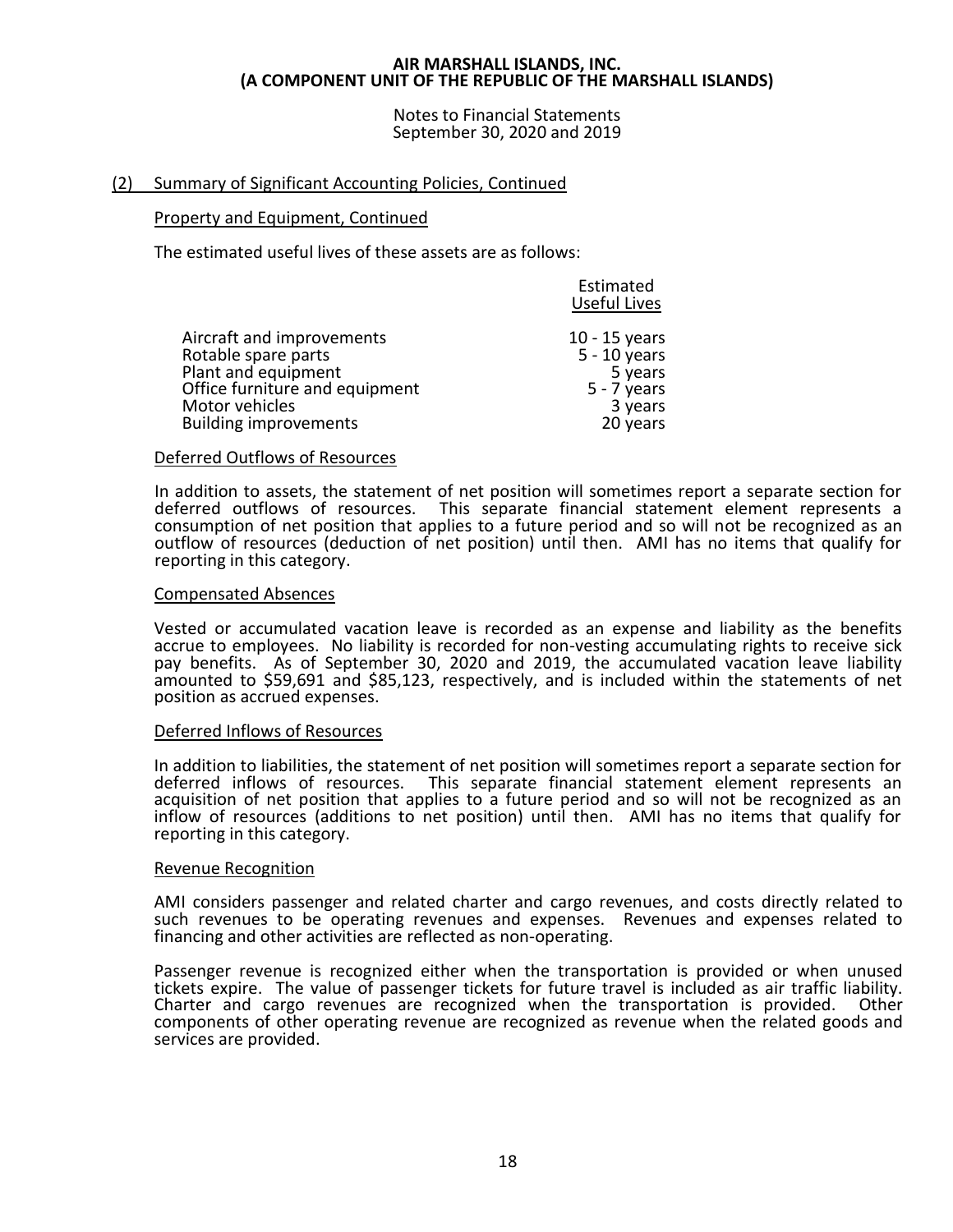## (2) Summary of Significant Accounting Policies, Continued

### Property and Equipment, Continued

The estimated useful lives of these assets are as follows:

| | Estimated Useful Lives |
|---|---|
| Aircraft and improvements | 10 - 15 years |
| Rotable spare parts | 5 - 10 years |
| Plant and equipment | 5 years |
| Office furniture and equipment | 5 - 7 years |
| Motor vehicles | 3 years |
| Building improvements | 20 years |

### Deferred Outflows of Resources

In addition to assets, the statement of net position will sometimes report a separate section for deferred outflows of resources. This separate financial statement element represents a consumption of net position that applies to a future period and so will not be recognized as an outflow of resources (deduction of net position) until then. AMI has no items that qualify for reporting in this category.

### Compensated Absences

Vested or accumulated vacation leave is recorded as an expense and liability as the benefits accrue to employees. No liability is recorded for non-vesting accumulating rights to receive sick pay benefits. As of September 30, 2020 and 2019, the accumulated vacation leave liability amounted to $59,691 and $85,123, respectively, and is included within the statements of net position as accrued expenses.

### Deferred Inflows of Resources

In addition to liabilities, the statement of net position will sometimes report a separate section for deferred inflows of resources. This separate financial statement element represents an acquisition of net position that applies to a future period and so will not be recognized as an inflow of resources (additions to net position) until then. AMI has no items that qualify for reporting in this category.

### Revenue Recognition

AMI considers passenger and related charter and cargo revenues, and costs directly related to such revenues to be operating revenues and expenses. Revenues and expenses related to financing and other activities are reflected as non-operating.

Passenger revenue is recognized either when the transportation is provided or when unused tickets expire. The value of passenger tickets for future travel is included as air traffic liability. Charter and cargo revenues are recognized when the transportation is provided. Other components of other operating revenue are recognized as revenue when the related goods and services are provided.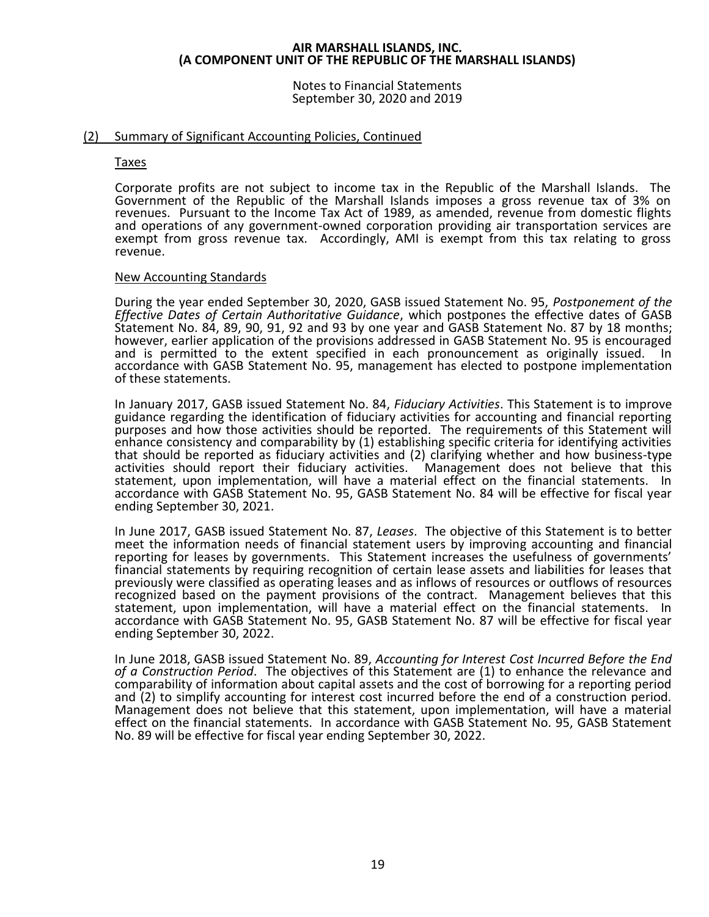## (2) Summary of Significant Accounting Policies, Continued

### Taxes

Corporate profits are not subject to income tax in the Republic of the Marshall Islands. The Government of the Republic of the Marshall Islands imposes a gross revenue tax of 3% on revenues. Pursuant to the Income Tax Act of 1989, as amended, revenue from domestic flights and operations of any government-owned corporation providing air transportation services are exempt from gross revenue tax. Accordingly, AMI is exempt from this tax relating to gross revenue.

### New Accounting Standards

During the year ended September 30, 2020, GASB issued Statement No. 95, *Postponement of the Effective Dates of Certain Authoritative Guidance*, which postpones the effective dates of GASB Statement No. 84, 89, 90, 91, 92 and 93 by one year and GASB Statement No. 87 by 18 months; however, earlier application of the provisions addressed in GASB Statement No. 95 is encouraged and is permitted to the extent specified in each pronouncement as originally issued. In accordance with GASB Statement No. 95, management has elected to postpone implementation of these statements.

In January 2017, GASB issued Statement No. 84, *Fiduciary Activities*. This Statement is to improve guidance regarding the identification of fiduciary activities for accounting and financial reporting purposes and how those activities should be reported. The requirements of this Statement will enhance consistency and comparability by (1) establishing specific criteria for identifying activities that should be reported as fiduciary activities and (2) clarifying whether and how business-type activities should report their fiduciary activities. Management does not believe that this statement, upon implementation, will have a material effect on the financial statements. In accordance with GASB Statement No. 95, GASB Statement No. 84 will be effective for fiscal year ending September 30, 2021.

In June 2017, GASB issued Statement No. 87, *Leases*. The objective of this Statement is to better meet the information needs of financial statement users by improving accounting and financial reporting for leases by governments. This Statement increases the usefulness of governments' financial statements by requiring recognition of certain lease assets and liabilities for leases that previously were classified as operating leases and as inflows of resources or outflows of resources recognized based on the payment provisions of the contract. Management believes that this statement, upon implementation, will have a material effect on the financial statements. In accordance with GASB Statement No. 95, GASB Statement No. 87 will be effective for fiscal year ending September 30, 2022.

In June 2018, GASB issued Statement No. 89, *Accounting for Interest Cost Incurred Before the End of a Construction Period*. The objectives of this Statement are (1) to enhance the relevance and comparability of information about capital assets and the cost of borrowing for a reporting period and (2) to simplify accounting for interest cost incurred before the end of a construction period. Management does not believe that this statement, upon implementation, will have a material effect on the financial statements. In accordance with GASB Statement No. 95, GASB Statement No. 89 will be effective for fiscal year ending September 30, 2022.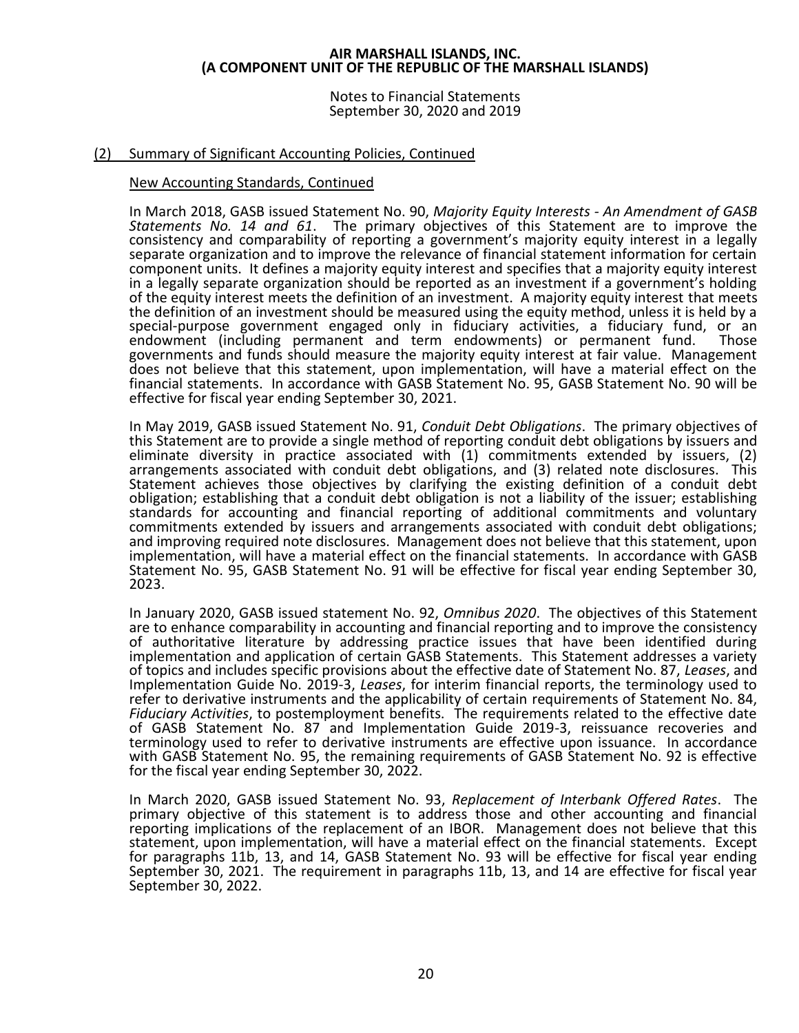## (2) Summary of Significant Accounting Policies, Continued

### New Accounting Standards, Continued

In March 2018, GASB issued Statement No. 90, *Majority Equity Interests - An Amendment of GASB Statements No. 14 and 61*. The primary objectives of this Statement are to improve the consistency and comparability of reporting a government's majority equity interest in a legally separate organization and to improve the relevance of financial statement information for certain component units. It defines a majority equity interest and specifies that a majority equity interest in a legally separate organization should be reported as an investment if a government's holding of the equity interest meets the definition of an investment. A majority equity interest that meets the definition of an investment should be measured using the equity method, unless it is held by a special-purpose government engaged only in fiduciary activities, a fiduciary fund, or an endowment (including permanent and term endowments) or permanent fund. Those governments and funds should measure the majority equity interest at fair value. Management does not believe that this statement, upon implementation, will have a material effect on the financial statements. In accordance with GASB Statement No. 95, GASB Statement No. 90 will be effective for fiscal year ending September 30, 2021.

In May 2019, GASB issued Statement No. 91, *Conduit Debt Obligations*. The primary objectives of this Statement are to provide a single method of reporting conduit debt obligations by issuers and eliminate diversity in practice associated with (1) commitments extended by issuers, (2) arrangements associated with conduit debt obligations, and (3) related note disclosures. This Statement achieves those objectives by clarifying the existing definition of a conduit debt obligation; establishing that a conduit debt obligation is not a liability of the issuer; establishing standards for accounting and financial reporting of additional commitments and voluntary commitments extended by issuers and arrangements associated with conduit debt obligations; and improving required note disclosures. Management does not believe that this statement, upon implementation, will have a material effect on the financial statements. In accordance with GASB Statement No. 95, GASB Statement No. 91 will be effective for fiscal year ending September 30, 2023.

In January 2020, GASB issued statement No. 92, *Omnibus 2020*. The objectives of this Statement are to enhance comparability in accounting and financial reporting and to improve the consistency of authoritative literature by addressing practice issues that have been identified during implementation and application of certain GASB Statements. This Statement addresses a variety of topics and includes specific provisions about the effective date of Statement No. 87, *Leases*, and Implementation Guide No. 2019-3, *Leases*, for interim financial reports, the terminology used to refer to derivative instruments and the applicability of certain requirements of Statement No. 84, *Fiduciary Activities*, to postemployment benefits. The requirements related to the effective date of GASB Statement No. 87 and Implementation Guide 2019-3, reissuance recoveries and terminology used to refer to derivative instruments are effective upon issuance. In accordance with GASB Statement No. 95, the remaining requirements of GASB Statement No. 92 is effective for the fiscal year ending September 30, 2022.

In March 2020, GASB issued Statement No. 93, *Replacement of Interbank Offered Rates*. The primary objective of this statement is to address those and other accounting and financial reporting implications of the replacement of an IBOR. Management does not believe that this statement, upon implementation, will have a material effect on the financial statements. Except for paragraphs 11b, 13, and 14, GASB Statement No. 93 will be effective for fiscal year ending September 30, 2021. The requirement in paragraphs 11b, 13, and 14 are effective for fiscal year September 30, 2022.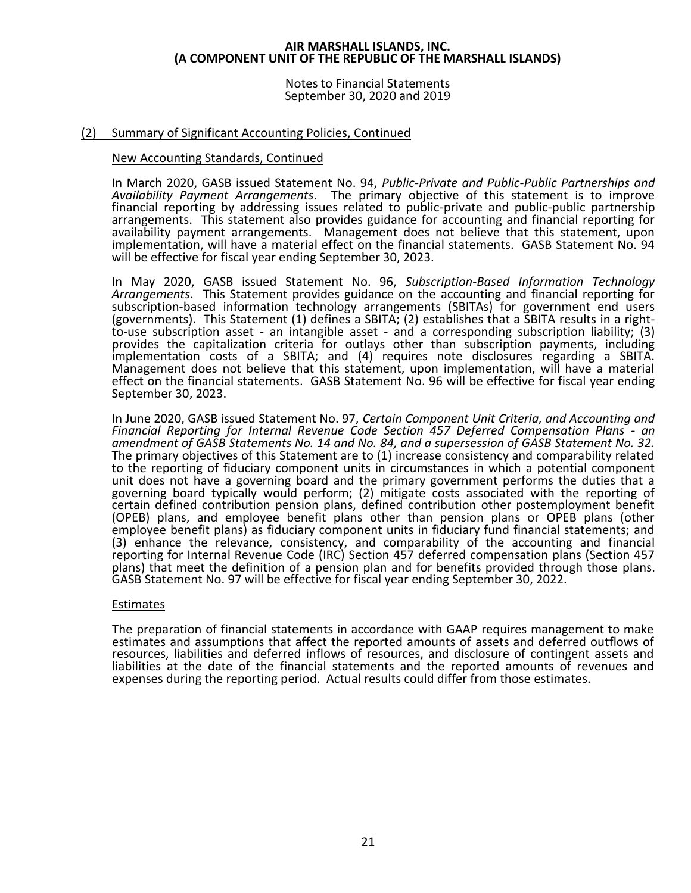## (2) Summary of Significant Accounting Policies, Continued

### New Accounting Standards, Continued

In March 2020, GASB issued Statement No. 94, *Public-Private and Public-Public Partnerships and Availability Payment Arrangements*. The primary objective of this statement is to improve financial reporting by addressing issues related to public-private and public-public partnership arrangements. This statement also provides guidance for accounting and financial reporting for availability payment arrangements. Management does not believe that this statement, upon implementation, will have a material effect on the financial statements. GASB Statement No. 94 will be effective for fiscal year ending September 30, 2023.

In May 2020, GASB issued Statement No. 96, *Subscription-Based Information Technology Arrangements*. This Statement provides guidance on the accounting and financial reporting for subscription-based information technology arrangements (SBITAs) for government end users (governments). This Statement (1) defines a SBITA; (2) establishes that a SBITA results in a right-to-use subscription asset - an intangible asset - and a corresponding subscription liability; (3) provides the capitalization criteria for outlays other than subscription payments, including implementation costs of a SBITA; and (4) requires note disclosures regarding a SBITA. Management does not believe that this statement, upon implementation, will have a material effect on the financial statements. GASB Statement No. 96 will be effective for fiscal year ending September 30, 2023.

In June 2020, GASB issued Statement No. 97, *Certain Component Unit Criteria, and Accounting and Financial Reporting for Internal Revenue Code Section 457 Deferred Compensation Plans - an amendment of GASB Statements No. 14 and No. 84, and a supersession of GASB Statement No. 32.* The primary objectives of this Statement are to (1) increase consistency and comparability related to the reporting of fiduciary component units in circumstances in which a potential component unit does not have a governing board and the primary government performs the duties that a governing board typically would perform; (2) mitigate costs associated with the reporting of certain defined contribution pension plans, defined contribution other postemployment benefit (OPEB) plans, and employee benefit plans other than pension plans or OPEB plans (other employee benefit plans) as fiduciary component units in fiduciary fund financial statements; and (3) enhance the relevance, consistency, and comparability of the accounting and financial reporting for Internal Revenue Code (IRC) Section 457 deferred compensation plans (Section 457 plans) that meet the definition of a pension plan and for benefits provided through those plans. GASB Statement No. 97 will be effective for fiscal year ending September 30, 2022.

### Estimates

The preparation of financial statements in accordance with GAAP requires management to make estimates and assumptions that affect the reported amounts of assets and deferred outflows of resources, liabilities and deferred inflows of resources, and disclosure of contingent assets and liabilities at the date of the financial statements and the reported amounts of revenues and expenses during the reporting period. Actual results could differ from those estimates.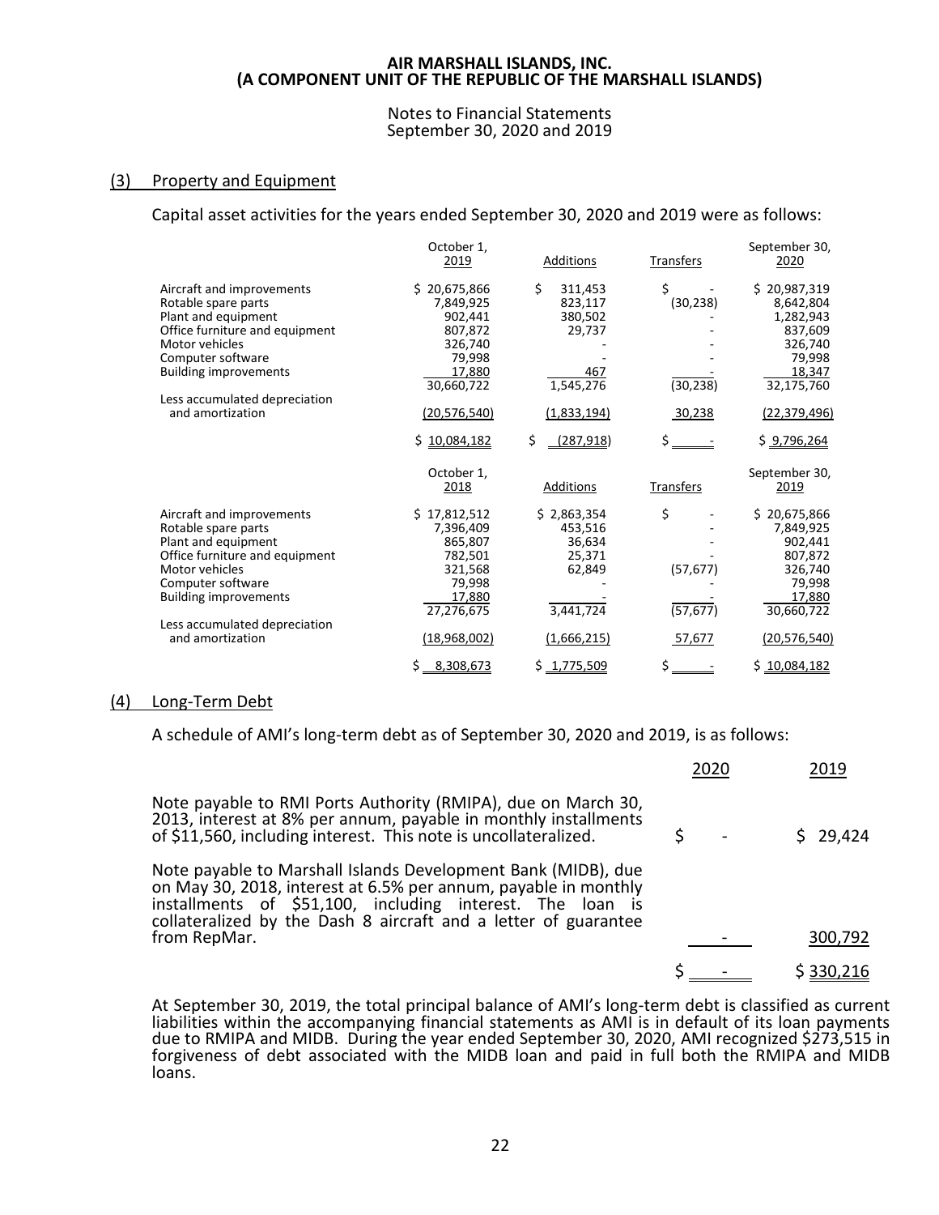## (3) Property and Equipment

Capital asset activities for the years ended September 30, 2020 and 2019 were as follows:

| | October 1, 2019 | Additions | Transfers | September 30, 2020 |
|---|---|---|---|---|
| Aircraft and improvements | $ 20,675,866 | $ 311,453 | $ - | $ 20,987,319 |
| Rotable spare parts | 7,849,925 | 823,117 | (30,238) | 8,642,804 |
| Plant and equipment | 902,441 | 380,502 | - | 1,282,943 |
| Office furniture and equipment | 807,872 | 29,737 | - | 837,609 |
| Motor vehicles | 326,740 | - | - | 326,740 |
| Computer software | 79,998 | - | - | 79,998 |
| Building improvements | 17,880 | 467 | - | 18,347 |
| | 30,660,722 | 1,545,276 | (30,238) | 32,175,760 |
| Less accumulated depreciation and amortization | (20,576,540) | (1,833,194) | 30,238 | (22,379,496) |
| | $ 10,084,182 | $ (287,918) | $ - | $ 9,796,264 |

| | October 1, 2018 | Additions | Transfers | September 30, 2019 |
|---|---|---|---|---|
| Aircraft and improvements | $ 17,812,512 | $ 2,863,354 | $ - | $ 20,675,866 |
| Rotable spare parts | 7,396,409 | 453,516 | - | 7,849,925 |
| Plant and equipment | 865,807 | 36,634 | - | 902,441 |
| Office furniture and equipment | 782,501 | 25,371 | - | 807,872 |
| Motor vehicles | 321,568 | 62,849 | (57,677) | 326,740 |
| Computer software | 79,998 | - | - | 79,998 |
| Building improvements | 17,880 | - | - | 17,880 |
| | 27,276,675 | 3,441,724 | (57,677) | 30,660,722 |
| Less accumulated depreciation and amortization | (18,968,002) | (1,666,215) | 57,677 | (20,576,540) |
| | $ 8,308,673 | $ 1,775,509 | $ - | $ 10,084,182 |

## (4) Long-Term Debt

A schedule of AMI's long-term debt as of September 30, 2020 and 2019, is as follows:

| | 2020 | 2019 |
|---|---|---|
| Note payable to RMI Ports Authority (RMIPA), due on March 30, 2013, interest at 8% per annum, payable in monthly installments of $11,560, including interest. This note is uncollateralized. | $ - | $ 29,424 |
| Note payable to Marshall Islands Development Bank (MIDB), due on May 30, 2018, interest at 6.5% per annum, payable in monthly installments of $51,100, including interest. The loan is collateralized by the Dash 8 aircraft and a letter of guarantee from RepMar. | - | 300,792 |
| | $ - | $ 330,216 |

At September 30, 2019, the total principal balance of AMI's long-term debt is classified as current liabilities within the accompanying financial statements as AMI is in default of its loan payments due to RMIPA and MIDB. During the year ended September 30, 2020, AMI recognized $273,515 in forgiveness of debt associated with the MIDB loan and paid in full both the RMIPA and MIDB loans.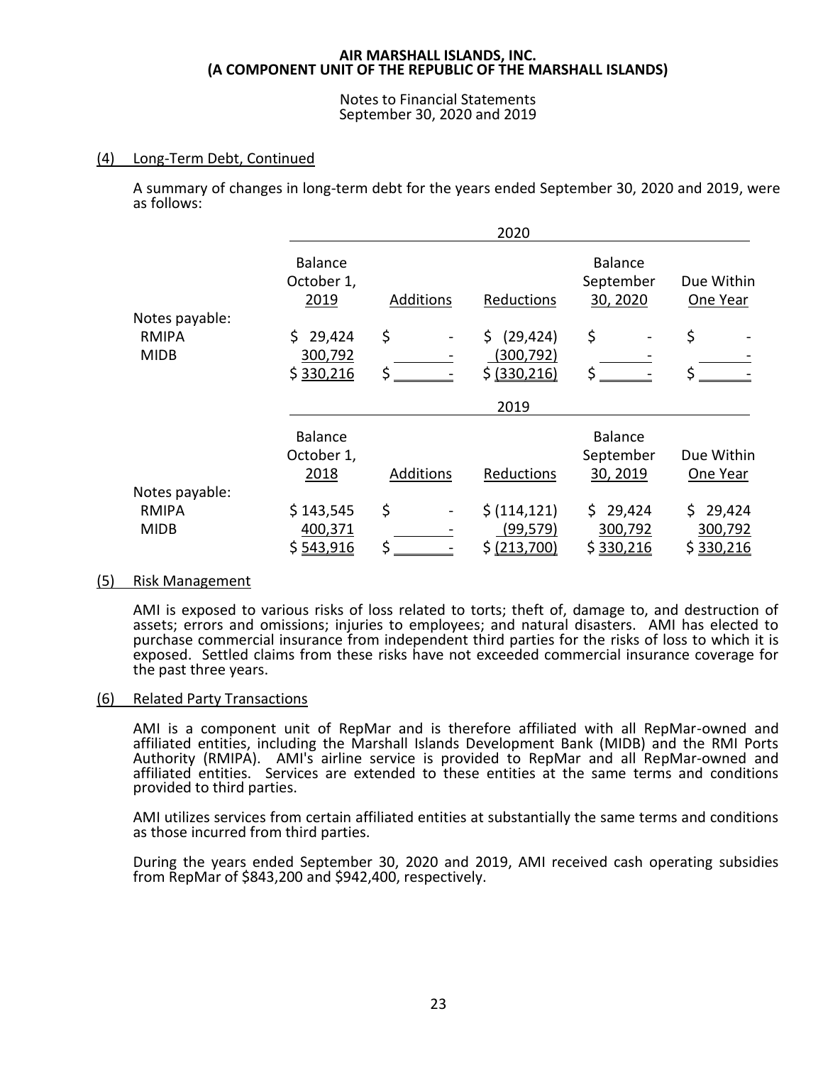**AIR MARSHALL ISLANDS, INC.**
**(A COMPONENT UNIT OF THE REPUBLIC OF THE MARSHALL ISLANDS)**

Notes to Financial Statements
September 30, 2020 and 2019

## (4) Long-Term Debt, Continued

A summary of changes in long-term debt for the years ended September 30, 2020 and 2019, were as follows:

| | 2020 | | | | |
|---|---|---|---|---|---|
| | Balance October 1, 2019 | Additions | Reductions | Balance September 30, 2020 | Due Within One Year |
| Notes payable: | | | | | |
| RMIPA | $ 29,424 | $ - | $ (29,424) | $ - | $ - |
| MIDB | 300,792 | - | (300,792) | - | - |
| | $ 330,216 | $ - | $ (330,216) | $ - | $ - |

| | 2019 | | | | |
|---|---|---|---|---|---|
| | Balance October 1, 2018 | Additions | Reductions | Balance September 30, 2019 | Due Within One Year |
| Notes payable: | | | | | |
| RMIPA | $ 143,545 | $ - | $ (114,121) | $ 29,424 | $ 29,424 |
| MIDB | 400,371 | - | (99,579) | 300,792 | 300,792 |
| | $ 543,916 | $ - | $ (213,700) | $ 330,216 | $ 330,216 |

## (5) Risk Management

AMI is exposed to various risks of loss related to torts; theft of, damage to, and destruction of assets; errors and omissions; injuries to employees; and natural disasters. AMI has elected to purchase commercial insurance from independent third parties for the risks of loss to which it is exposed. Settled claims from these risks have not exceeded commercial insurance coverage for the past three years.

## (6) Related Party Transactions

AMI is a component unit of RepMar and is therefore affiliated with all RepMar-owned and affiliated entities, including the Marshall Islands Development Bank (MIDB) and the RMI Ports Authority (RMIPA). AMI's airline service is provided to RepMar and all RepMar-owned and affiliated entities. Services are extended to these entities at the same terms and conditions provided to third parties.

AMI utilizes services from certain affiliated entities at substantially the same terms and conditions as those incurred from third parties.

During the years ended September 30, 2020 and 2019, AMI received cash operating subsidies from RepMar of $843,200 and $942,400, respectively.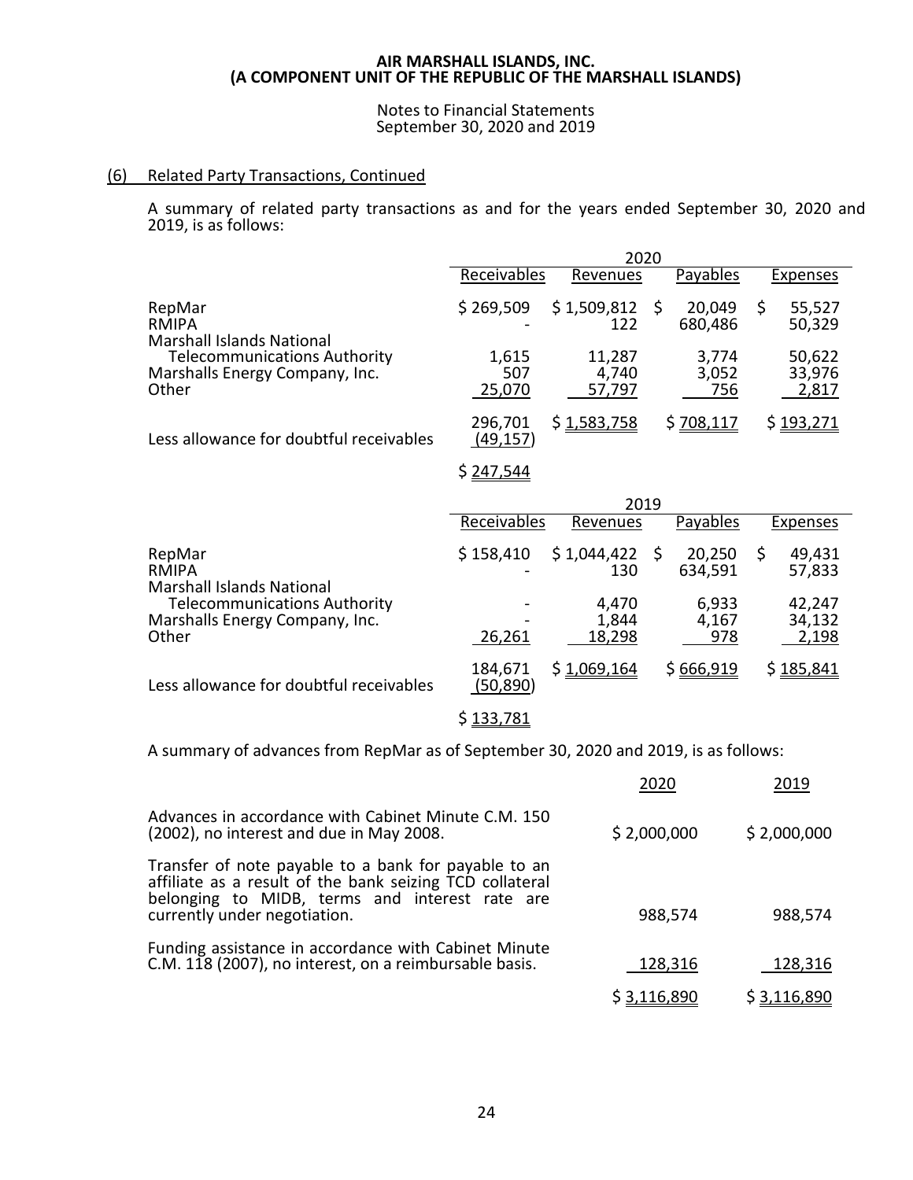AIR MARSHALL ISLANDS, INC.
(A COMPONENT UNIT OF THE REPUBLIC OF THE MARSHALL ISLANDS)

Notes to Financial Statements
September 30, 2020 and 2019

## (6) Related Party Transactions, Continued

A summary of related party transactions as and for the years ended September 30, 2020 and 2019, is as follows:

| | 2020 | | | |
|---|---|---|---|---|
| | Receivables | Revenues | Payables | Expenses |
| RepMar | $ 269,509 | $ 1,509,812 | $ 20,049 | $ 55,527 |
| RMIPA | - | 122 | 680,486 | 50,329 |
| Marshall Islands National Telecommunications Authority | 1,615 | 11,287 | 3,774 | 50,622 |
| Marshalls Energy Company, Inc. | 507 | 4,740 | 3,052 | 33,976 |
| Other | 25,070 | 57,797 | 756 | 2,817 |
| | 296,701 | $ 1,583,758 | $ 708,117 | $ 193,271 |
| Less allowance for doubtful receivables | (49,157) | | | |
| | $ 247,544 | | | |

| | 2019 | | | |
|---|---|---|---|---|
| | Receivables | Revenues | Payables | Expenses |
| RepMar | $ 158,410 | $ 1,044,422 | $ 20,250 | $ 49,431 |
| RMIPA | - | 130 | 634,591 | 57,833 |
| Marshall Islands National Telecommunications Authority | - | 4,470 | 6,933 | 42,247 |
| Marshalls Energy Company, Inc. | - | 1,844 | 4,167 | 34,132 |
| Other | 26,261 | 18,298 | 978 | 2,198 |
| | 184,671 | $ 1,069,164 | $ 666,919 | $ 185,841 |
| Less allowance for doubtful receivables | (50,890) | | | |
| | $ 133,781 | | | |

A summary of advances from RepMar as of September 30, 2020 and 2019, is as follows:

| | 2020 | 2019 |
|---|---|---|
| Advances in accordance with Cabinet Minute C.M. 150 (2002), no interest and due in May 2008. | $ 2,000,000 | $ 2,000,000 |
| Transfer of note payable to a bank for payable to an affiliate as a result of the bank seizing TCD collateral belonging to MIDB, terms and interest rate are currently under negotiation. | 988,574 | 988,574 |
| Funding assistance in accordance with Cabinet Minute C.M. 118 (2007), no interest, on a reimbursable basis. | 128,316 | 128,316 |
| | $ 3,116,890 | $ 3,116,890 |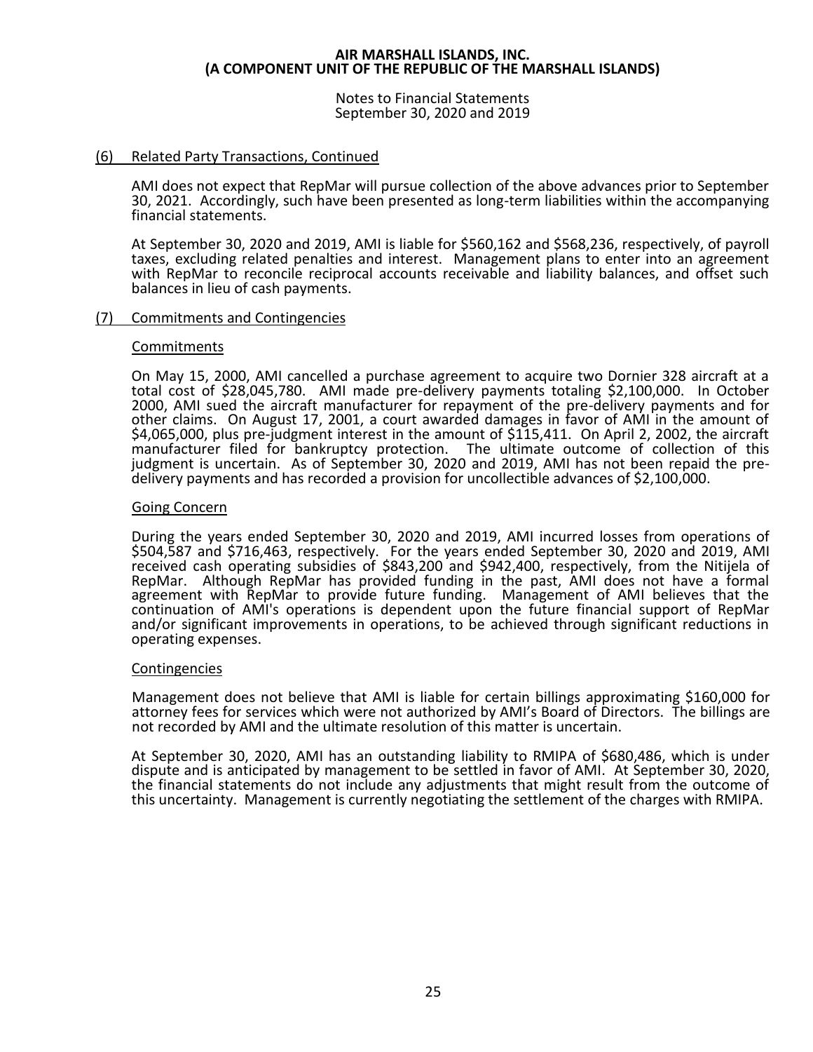## (6) Related Party Transactions, Continued

AMI does not expect that RepMar will pursue collection of the above advances prior to September 30, 2021. Accordingly, such have been presented as long-term liabilities within the accompanying financial statements.

At September 30, 2020 and 2019, AMI is liable for $560,162 and $568,236, respectively, of payroll taxes, excluding related penalties and interest. Management plans to enter into an agreement with RepMar to reconcile reciprocal accounts receivable and liability balances, and offset such balances in lieu of cash payments.

## (7) Commitments and Contingencies

### Commitments

On May 15, 2000, AMI cancelled a purchase agreement to acquire two Dornier 328 aircraft at a total cost of $28,045,780. AMI made pre-delivery payments totaling $2,100,000. In October 2000, AMI sued the aircraft manufacturer for repayment of the pre-delivery payments and for other claims. On August 17, 2001, a court awarded damages in favor of AMI in the amount of $4,065,000, plus pre-judgment interest in the amount of $115,411. On April 2, 2002, the aircraft manufacturer filed for bankruptcy protection. The ultimate outcome of collection of this judgment is uncertain. As of September 30, 2020 and 2019, AMI has not been repaid the pre-delivery payments and has recorded a provision for uncollectible advances of $2,100,000.

### Going Concern

During the years ended September 30, 2020 and 2019, AMI incurred losses from operations of $504,587 and $716,463, respectively. For the years ended September 30, 2020 and 2019, AMI received cash operating subsidies of $843,200 and $942,400, respectively, from the Nitijela of RepMar. Although RepMar has provided funding in the past, AMI does not have a formal agreement with RepMar to provide future funding. Management of AMI believes that the continuation of AMI's operations is dependent upon the future financial support of RepMar and/or significant improvements in operations, to be achieved through significant reductions in operating expenses.

### Contingencies

Management does not believe that AMI is liable for certain billings approximating $160,000 for attorney fees for services which were not authorized by AMI's Board of Directors. The billings are not recorded by AMI and the ultimate resolution of this matter is uncertain.

At September 30, 2020, AMI has an outstanding liability to RMIPA of $680,486, which is under dispute and is anticipated by management to be settled in favor of AMI. At September 30, 2020, the financial statements do not include any adjustments that might result from the outcome of this uncertainty. Management is currently negotiating the settlement of the charges with RMIPA.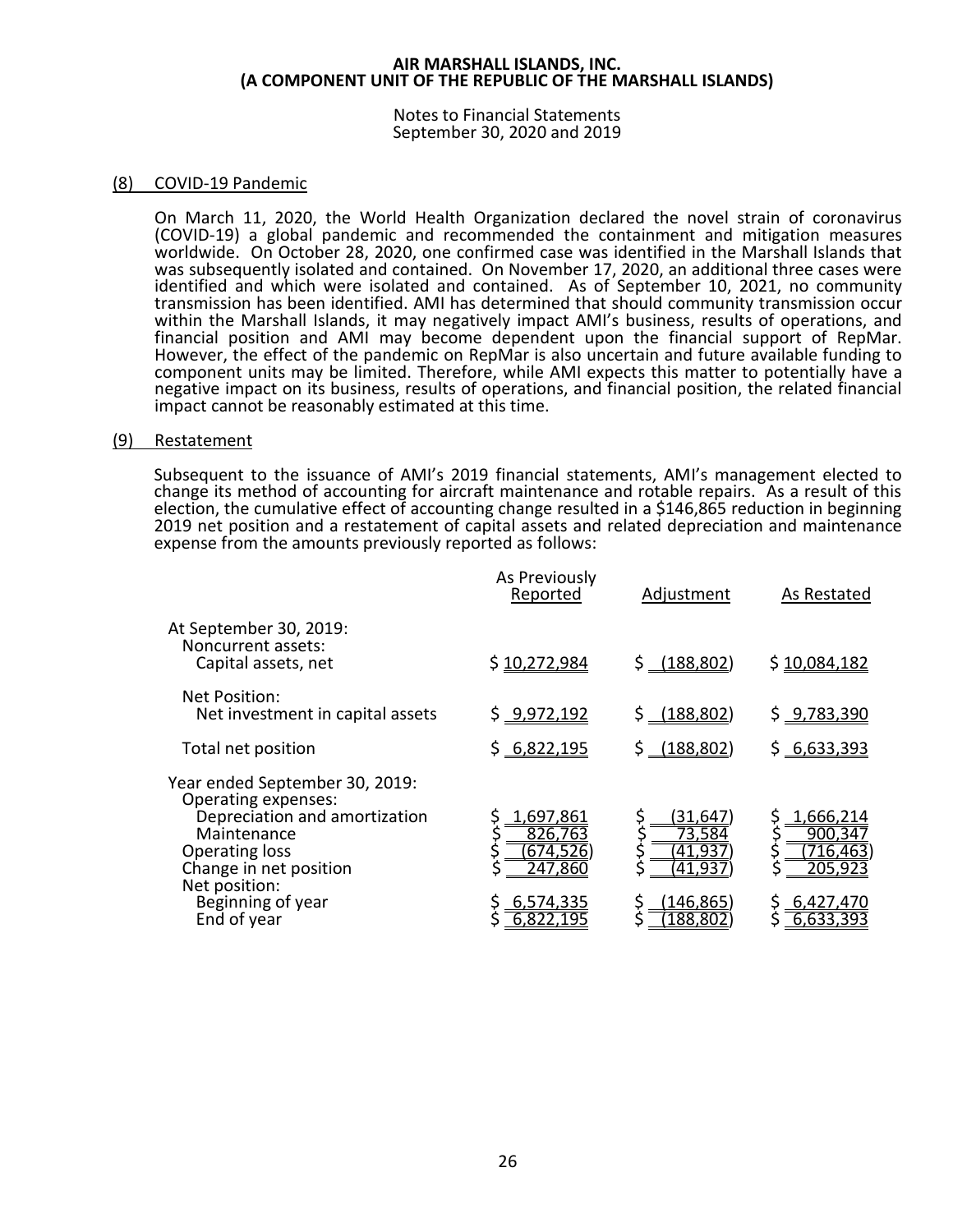# AIR MARSHALL ISLANDS, INC.
## (A COMPONENT UNIT OF THE REPUBLIC OF THE MARSHALL ISLANDS)

Notes to Financial Statements
September 30, 2020 and 2019

### (8) COVID-19 Pandemic

On March 11, 2020, the World Health Organization declared the novel strain of coronavirus (COVID-19) a global pandemic and recommended the containment and mitigation measures worldwide. On October 28, 2020, one confirmed case was identified in the Marshall Islands that was subsequently isolated and contained. On November 17, 2020, an additional three cases were identified and which were isolated and contained. As of September 10, 2021, no community transmission has been identified. AMI has determined that should community transmission occur within the Marshall Islands, it may negatively impact AMI's business, results of operations, and financial position and AMI may become dependent upon the financial support of RepMar. However, the effect of the pandemic on RepMar is also uncertain and future available funding to component units may be limited. Therefore, while AMI expects this matter to potentially have a negative impact on its business, results of operations, and financial position, the related financial impact cannot be reasonably estimated at this time.

### (9) Restatement

Subsequent to the issuance of AMI's 2019 financial statements, AMI's management elected to change its method of accounting for aircraft maintenance and rotable repairs. As a result of this election, the cumulative effect of accounting change resulted in a $146,865 reduction in beginning 2019 net position and a restatement of capital assets and related depreciation and maintenance expense from the amounts previously reported as follows:

| | As Previously Reported | Adjustment | As Restated |
|---|---|---|---|
| At September 30, 2019: | | | |
| Noncurrent assets: | | | |
| Capital assets, net | $ 10,272,984 | $ (188,802) | $ 10,084,182 |
| Net Position: | | | |
| Net investment in capital assets | $ 9,972,192 | $ (188,802) | $ 9,783,390 |
| Total net position | $ 6,822,195 | $ (188,802) | $ 6,633,393 |
| Year ended September 30, 2019: | | | |
| Operating expenses: | | | |
| Depreciation and amortization | $ 1,697,861 | $ (31,647) | $ 1,666,214 |
| Maintenance | $ 826,763 | $ 73,584 | $ 900,347 |
| Operating loss | $ (674,526) | $ (41,937) | $ (716,463) |
| Change in net position | $ 247,860 | $ (41,937) | $ 205,923 |
| Net position: | | | |
| Beginning of year | $ 6,574,335 | $ (146,865) | $ 6,427,470 |
| End of year | $ 6,822,195 | $ (188,802) | $ 6,633,393 |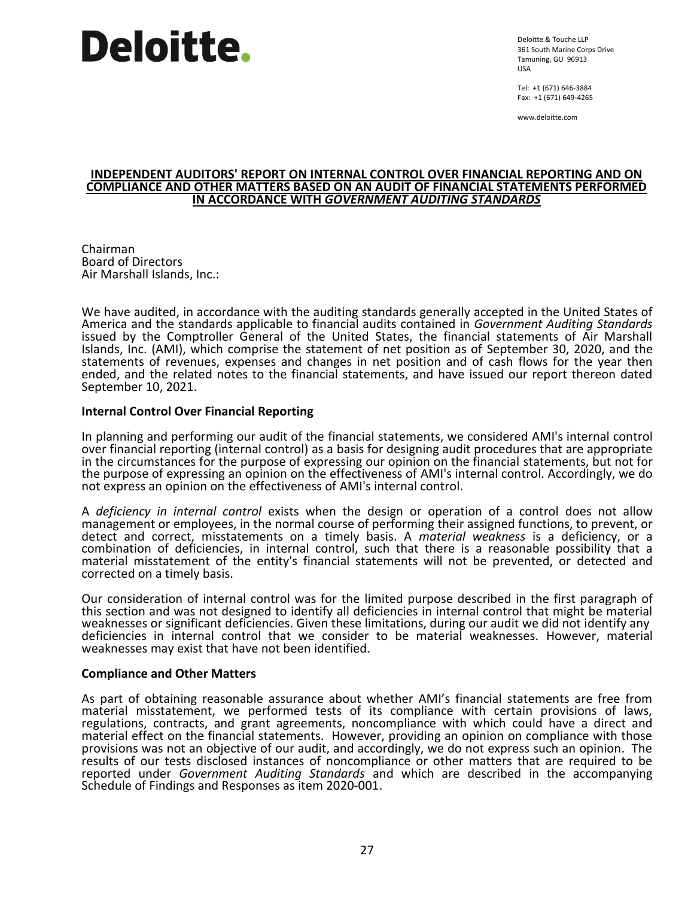Deloitte.

Deloitte & Touche LLP
361 South Marine Corps Drive
Tamuning, GU 96913
USA

Tel: +1 (671) 646-3884
Fax: +1 (671) 649-4265

www.deloitte.com

## INDEPENDENT AUDITORS' REPORT ON INTERNAL CONTROL OVER FINANCIAL REPORTING AND ON COMPLIANCE AND OTHER MATTERS BASED ON AN AUDIT OF FINANCIAL STATEMENTS PERFORMED IN ACCORDANCE WITH *GOVERNMENT AUDITING STANDARDS*

Chairman
Board of Directors
Air Marshall Islands, Inc.:

We have audited, in accordance with the auditing standards generally accepted in the United States of America and the standards applicable to financial audits contained in *Government Auditing Standards* issued by the Comptroller General of the United States, the financial statements of Air Marshall Islands, Inc. (AMI), which comprise the statement of net position as of September 30, 2020, and the statements of revenues, expenses and changes in net position and of cash flows for the year then ended, and the related notes to the financial statements, and have issued our report thereon dated September 10, 2021.

**Internal Control Over Financial Reporting**

In planning and performing our audit of the financial statements, we considered AMI's internal control over financial reporting (internal control) as a basis for designing audit procedures that are appropriate in the circumstances for the purpose of expressing our opinion on the financial statements, but not for the purpose of expressing an opinion on the effectiveness of AMI's internal control. Accordingly, we do not express an opinion on the effectiveness of AMI's internal control.

A *deficiency in internal control* exists when the design or operation of a control does not allow management or employees, in the normal course of performing their assigned functions, to prevent, or detect and correct, misstatements on a timely basis. A *material weakness* is a deficiency, or a combination of deficiencies, in internal control, such that there is a reasonable possibility that a material misstatement of the entity's financial statements will not be prevented, or detected and corrected on a timely basis.

Our consideration of internal control was for the limited purpose described in the first paragraph of this section and was not designed to identify all deficiencies in internal control that might be material weaknesses or significant deficiencies. Given these limitations, during our audit we did not identify any deficiencies in internal control that we consider to be material weaknesses. However, material weaknesses may exist that have not been identified.

**Compliance and Other Matters**

As part of obtaining reasonable assurance about whether AMI's financial statements are free from material misstatement, we performed tests of its compliance with certain provisions of laws, regulations, contracts, and grant agreements, noncompliance with which could have a direct and material effect on the financial statements. However, providing an opinion on compliance with those provisions was not an objective of our audit, and accordingly, we do not express such an opinion. The results of our tests disclosed instances of noncompliance or other matters that are required to be reported under *Government Auditing Standards* and which are described in the accompanying Schedule of Findings and Responses as item 2020-001.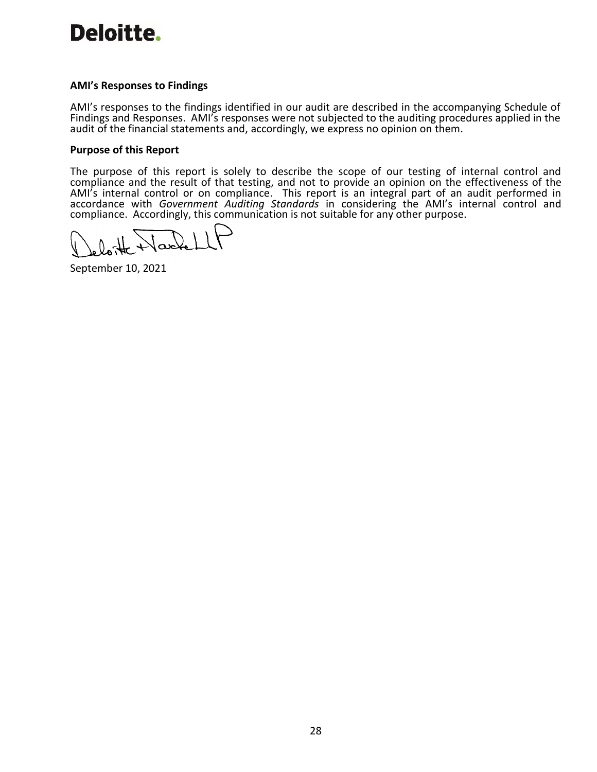**AMI's Responses to Findings**

AMI's responses to the findings identified in our audit are described in the accompanying Schedule of Findings and Responses. AMI's responses were not subjected to the auditing procedures applied in the audit of the financial statements and, accordingly, we express no opinion on them.

**Purpose of this Report**

The purpose of this report is solely to describe the scope of our testing of internal control and compliance and the result of that testing, and not to provide an opinion on the effectiveness of the AMI's internal control or on compliance. This report is an integral part of an audit performed in accordance with *Government Auditing Standards* in considering the AMI's internal control and compliance. Accordingly, this communication is not suitable for any other purpose.

Deloitte & Touche LLP

September 10, 2021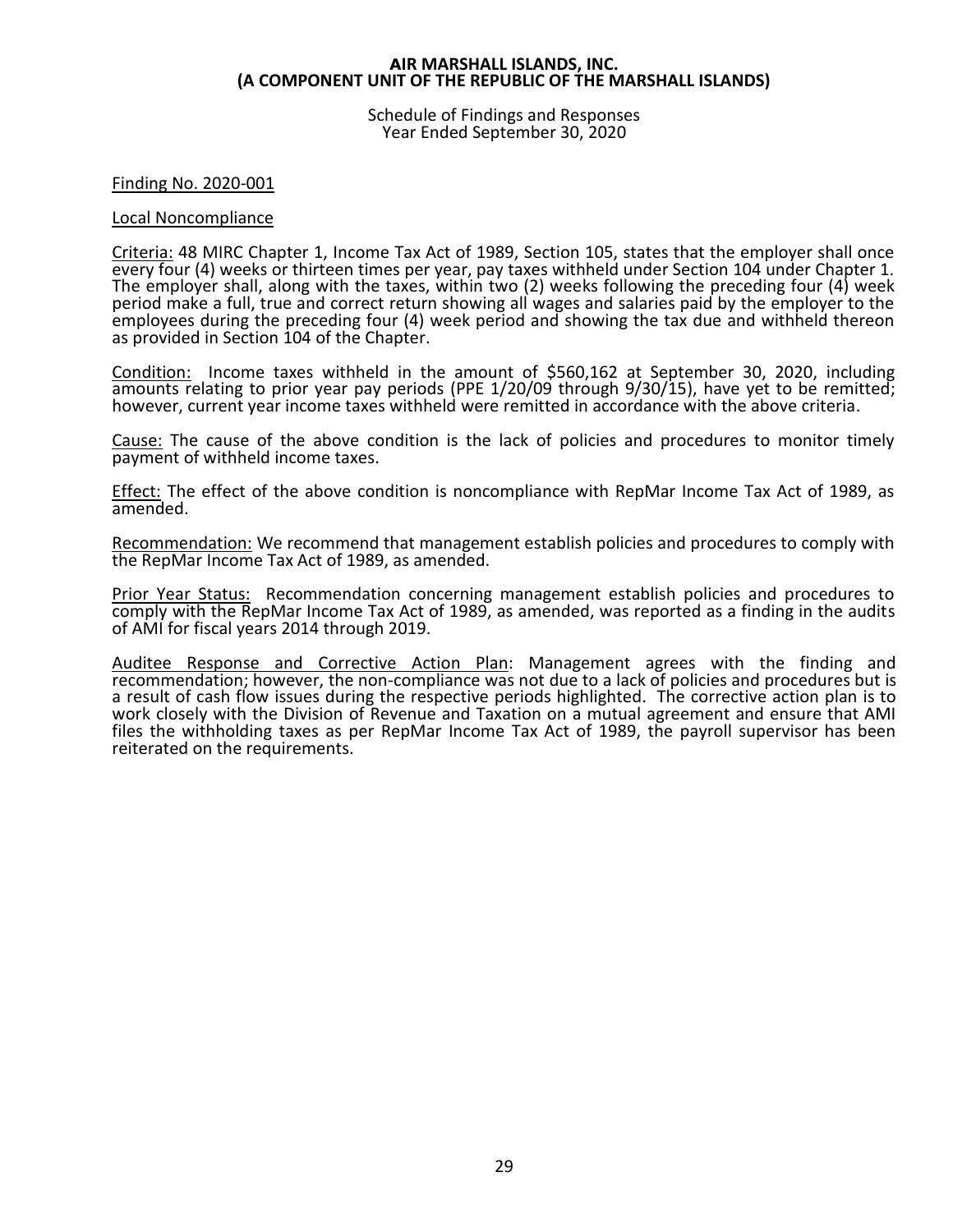**AIR MARSHALL ISLANDS, INC.**
**(A COMPONENT UNIT OF THE REPUBLIC OF THE MARSHALL ISLANDS)**

Schedule of Findings and Responses
Year Ended September 30, 2020

Finding No. 2020-001

Local Noncompliance

Criteria: 48 MIRC Chapter 1, Income Tax Act of 1989, Section 105, states that the employer shall once every four (4) weeks or thirteen times per year, pay taxes withheld under Section 104 under Chapter 1. The employer shall, along with the taxes, within two (2) weeks following the preceding four (4) week period make a full, true and correct return showing all wages and salaries paid by the employer to the employees during the preceding four (4) week period and showing the tax due and withheld thereon as provided in Section 104 of the Chapter.

Condition: Income taxes withheld in the amount of $560,162 at September 30, 2020, including amounts relating to prior year pay periods (PPE 1/20/09 through 9/30/15), have yet to be remitted; however, current year income taxes withheld were remitted in accordance with the above criteria.

Cause: The cause of the above condition is the lack of policies and procedures to monitor timely payment of withheld income taxes.

Effect: The effect of the above condition is noncompliance with RepMar Income Tax Act of 1989, as amended.

Recommendation: We recommend that management establish policies and procedures to comply with the RepMar Income Tax Act of 1989, as amended.

Prior Year Status: Recommendation concerning management establish policies and procedures to comply with the RepMar Income Tax Act of 1989, as amended, was reported as a finding in the audits of AMI for fiscal years 2014 through 2019.

Auditee Response and Corrective Action Plan: Management agrees with the finding and recommendation; however, the non-compliance was not due to a lack of policies and procedures but is a result of cash flow issues during the respective periods highlighted. The corrective action plan is to work closely with the Division of Revenue and Taxation on a mutual agreement and ensure that AMI files the withholding taxes as per RepMar Income Tax Act of 1989, the payroll supervisor has been reiterated on the requirements.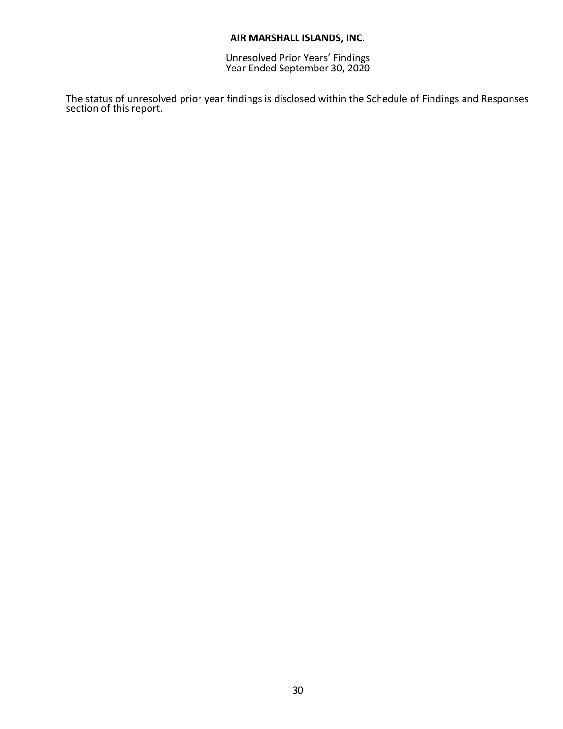**AIR MARSHALL ISLANDS, INC.**

Unresolved Prior Years' Findings
Year Ended September 30, 2020

The status of unresolved prior year findings is disclosed within the Schedule of Findings and Responses section of this report.